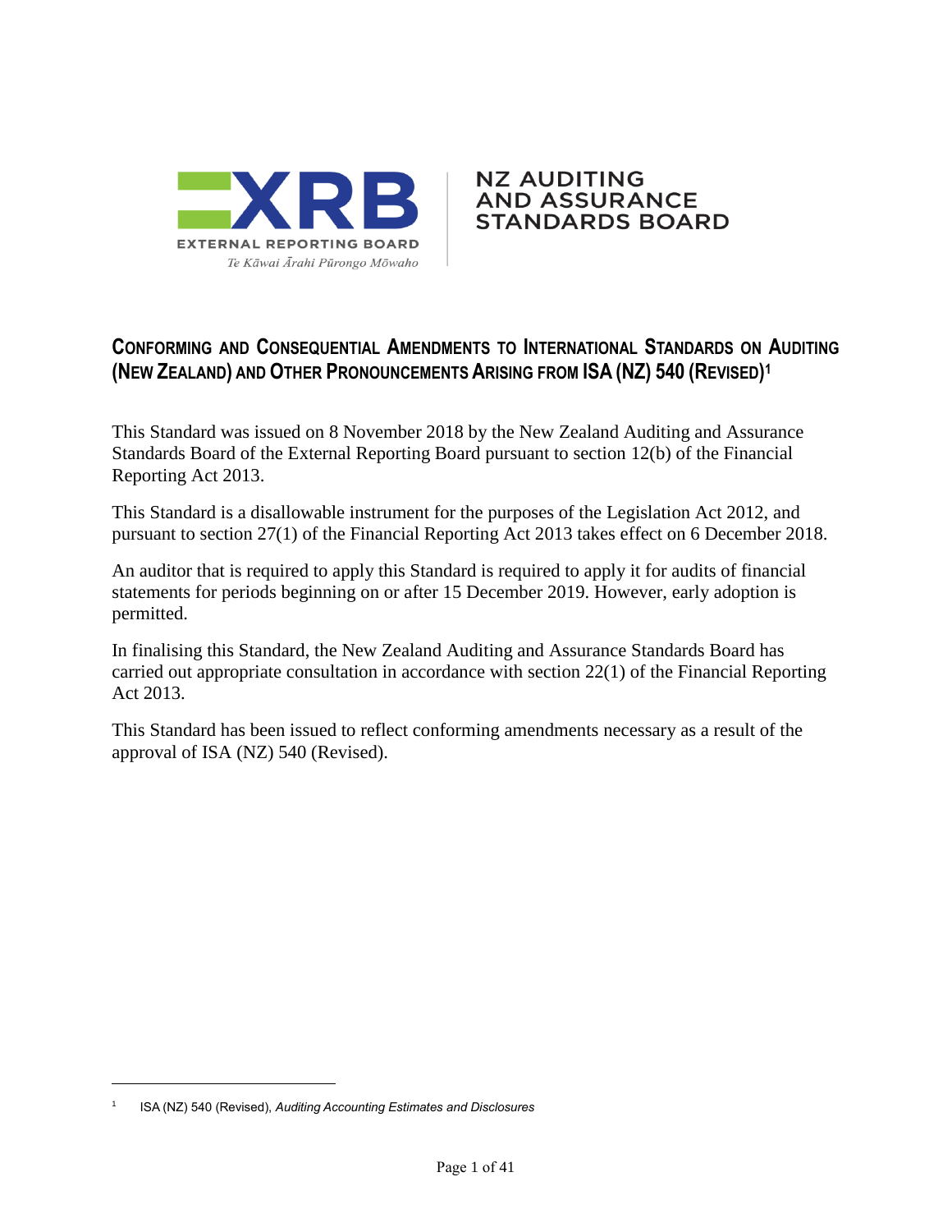XRB EXTERNAL REPORTING BOARD

Te Kāwai Ārahi Pūrongo Mōwaho

NZ AUDITING AND ASSURANCE STANDARDS BOARD

## CONFORMING AND CONSEQUENTIAL AMENDMENTS TO INTERNATIONAL STANDARDS ON AUDITING (NEW ZEALAND) AND OTHER PRONOUNCEMENTS ARISING FROM ISA (NZ) 540 (REVISED)[1]

This Standard was issued on 8 November 2018 by the New Zealand Auditing and Assurance Standards Board of the External Reporting Board pursuant to section 12(b) of the Financial Reporting Act 2013.

This Standard is a disallowable instrument for the purposes of the Legislation Act 2012, and pursuant to section 27(1) of the Financial Reporting Act 2013 takes effect on 6 December 2018.

An auditor that is required to apply this Standard is required to apply it for audits of financial statements for periods beginning on or after 15 December 2019. However, early adoption is permitted.

In finalising this Standard, the New Zealand Auditing and Assurance Standards Board has carried out appropriate consultation in accordance with section 22(1) of the Financial Reporting Act 2013.

This Standard has been issued to reflect conforming amendments necessary as a result of the approval of ISA (NZ) 540 (Revised).

---

[1] ISA (NZ) 540 (Revised), *Auditing Accounting Estimates and Disclosures*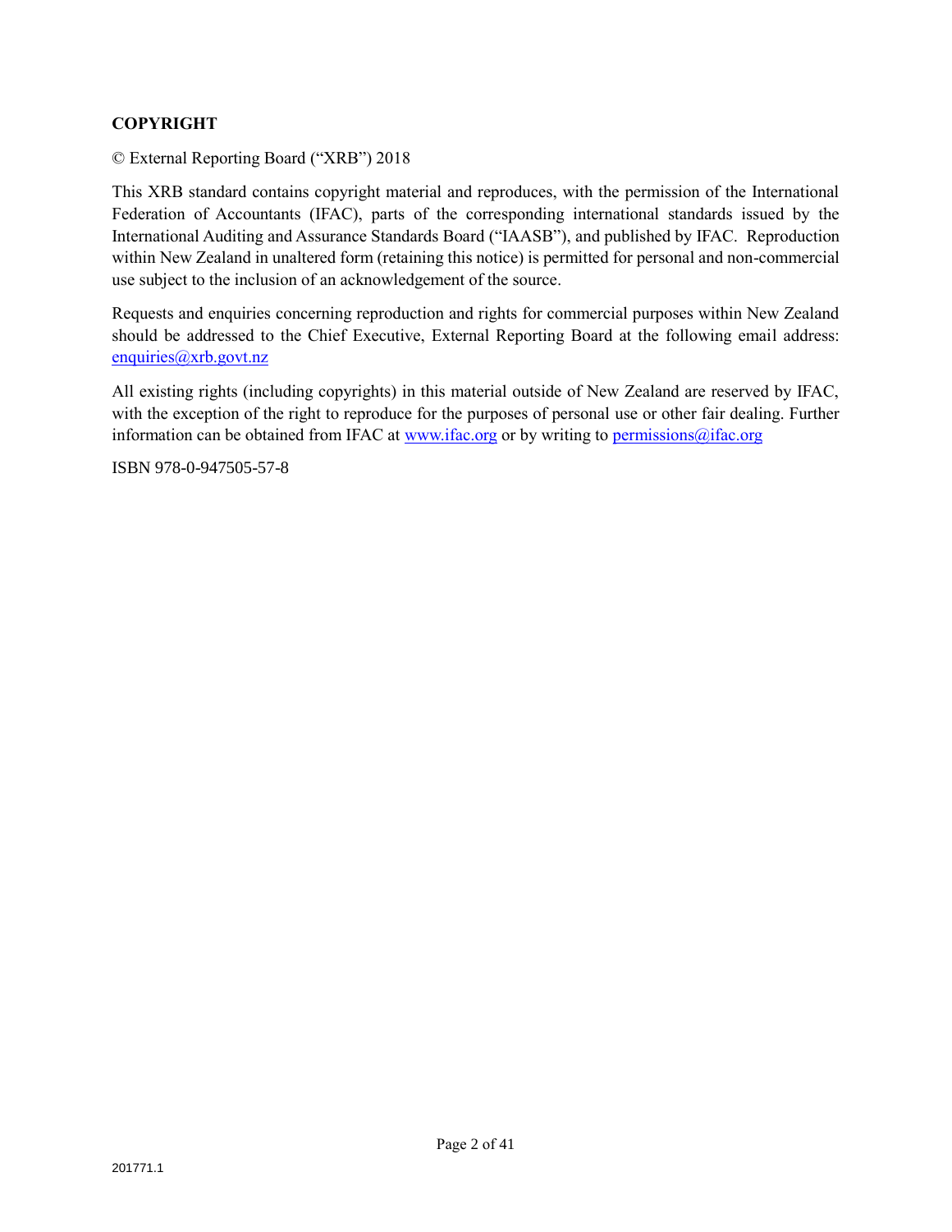**COPYRIGHT**

© External Reporting Board ("XRB") 2018

This XRB standard contains copyright material and reproduces, with the permission of the International Federation of Accountants (IFAC), parts of the corresponding international standards issued by the International Auditing and Assurance Standards Board ("IAASB"), and published by IFAC. Reproduction within New Zealand in unaltered form (retaining this notice) is permitted for personal and non-commercial use subject to the inclusion of an acknowledgement of the source.

Requests and enquiries concerning reproduction and rights for commercial purposes within New Zealand should be addressed to the Chief Executive, External Reporting Board at the following email address: enquiries@xrb.govt.nz

All existing rights (including copyrights) in this material outside of New Zealand are reserved by IFAC, with the exception of the right to reproduce for the purposes of personal use or other fair dealing. Further information can be obtained from IFAC at www.ifac.org or by writing to permissions@ifac.org

ISBN 978-0-947505-57-8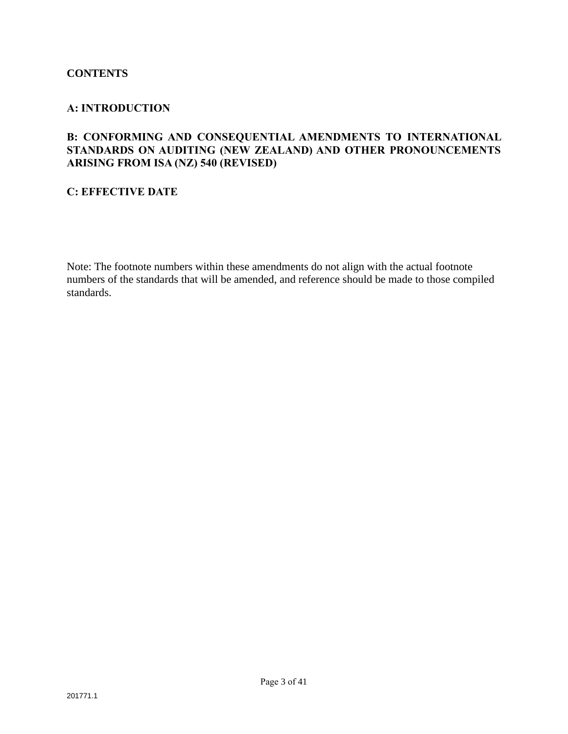**CONTENTS**

**A: INTRODUCTION**

**B: CONFORMING AND CONSEQUENTIAL AMENDMENTS TO INTERNATIONAL STANDARDS ON AUDITING (NEW ZEALAND) AND OTHER PRONOUNCEMENTS ARISING FROM ISA (NZ) 540 (REVISED)**

**C: EFFECTIVE DATE**

Note: The footnote numbers within these amendments do not align with the actual footnote numbers of the standards that will be amended, and reference should be made to those compiled standards.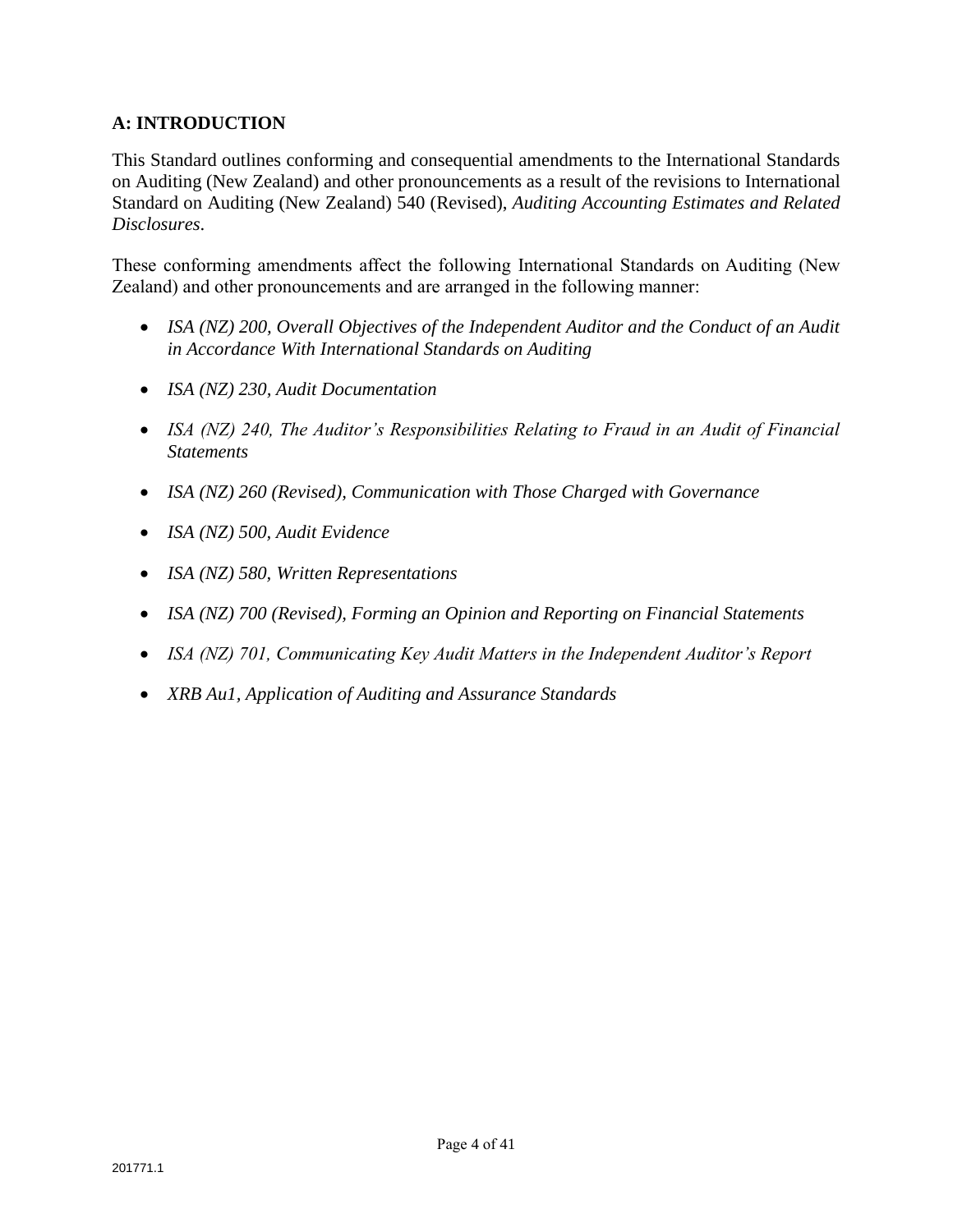## A: INTRODUCTION

This Standard outlines conforming and consequential amendments to the International Standards on Auditing (New Zealand) and other pronouncements as a result of the revisions to International Standard on Auditing (New Zealand) 540 (Revised), *Auditing Accounting Estimates and Related Disclosures*.

These conforming amendments affect the following International Standards on Auditing (New Zealand) and other pronouncements and are arranged in the following manner:

- *ISA (NZ) 200, Overall Objectives of the Independent Auditor and the Conduct of an Audit in Accordance With International Standards on Auditing*
- *ISA (NZ) 230, Audit Documentation*
- *ISA (NZ) 240, The Auditor's Responsibilities Relating to Fraud in an Audit of Financial Statements*
- *ISA (NZ) 260 (Revised), Communication with Those Charged with Governance*
- *ISA (NZ) 500, Audit Evidence*
- *ISA (NZ) 580, Written Representations*
- *ISA (NZ) 700 (Revised), Forming an Opinion and Reporting on Financial Statements*
- *ISA (NZ) 701, Communicating Key Audit Matters in the Independent Auditor's Report*
- *XRB Au1, Application of Auditing and Assurance Standards*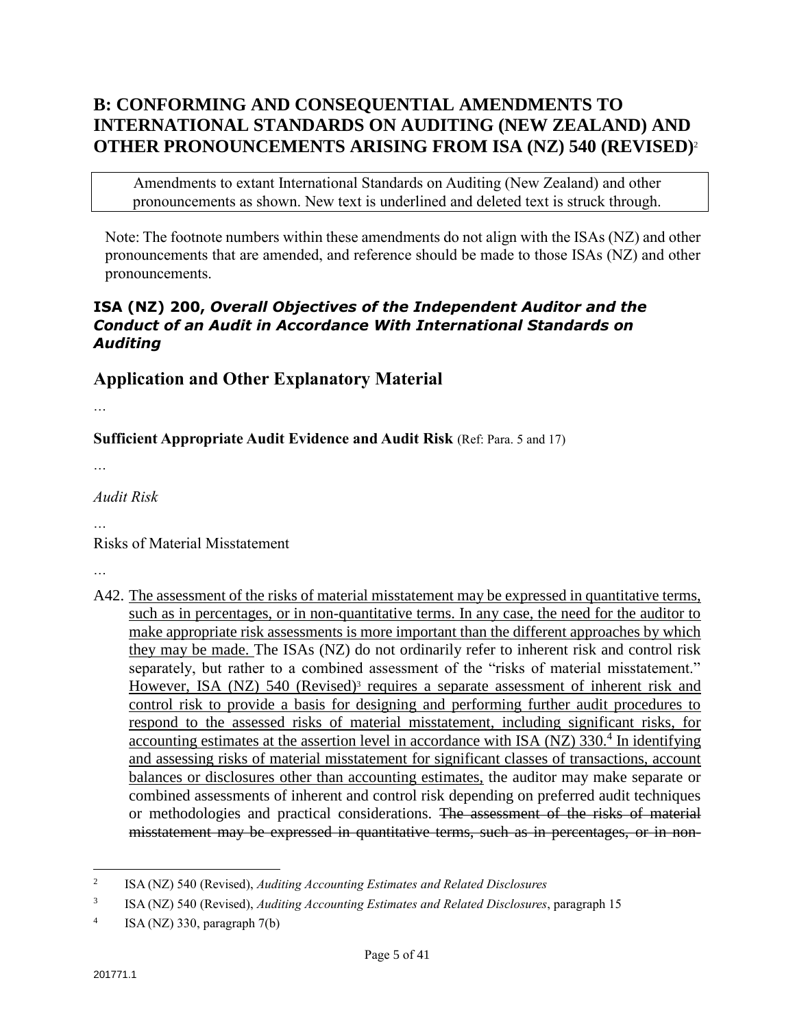# B: CONFORMING AND CONSEQUENTIAL AMENDMENTS TO INTERNATIONAL STANDARDS ON AUDITING (NEW ZEALAND) AND OTHER PRONOUNCEMENTS ARISING FROM ISA (NZ) 540 (REVISED)[2]

> Amendments to extant International Standards on Auditing (New Zealand) and other pronouncements as shown. New text is underlined and deleted text is struck through.

Note: The footnote numbers within these amendments do not align with the ISAs (NZ) and other pronouncements that are amended, and reference should be made to those ISAs (NZ) and other pronouncements.

### ISA (NZ) 200, *Overall Objectives of the Independent Auditor and the Conduct of an Audit in Accordance With International Standards on Auditing*

## Application and Other Explanatory Material

…

**Sufficient Appropriate Audit Evidence and Audit Risk** (Ref: Para. 5 and 17)

…

*Audit Risk*

…

Risks of Material Misstatement

…

A42. <u>The assessment of the risks of material misstatement may be expressed in quantitative terms, such as in percentages, or in non-quantitative terms. In any case, the need for the auditor to make appropriate risk assessments is more important than the different approaches by which they may be made.</u> The ISAs (NZ) do not ordinarily refer to inherent risk and control risk separately, but rather to a combined assessment of the "risks of material misstatement." <u>However, ISA (NZ) 540 (Revised)[3] requires a separate assessment of inherent risk and control risk to provide a basis for designing and performing further audit procedures to respond to the assessed risks of material misstatement, including significant risks, for accounting estimates at the assertion level in accordance with ISA (NZ) 330.[4] In identifying and assessing risks of material misstatement for significant classes of transactions, account balances or disclosures other than accounting estimates,</u> the auditor may make separate or combined assessments of inherent and control risk depending on preferred audit techniques or methodologies and practical considerations. ~~The assessment of the risks of material misstatement may be expressed in quantitative terms, such as in percentages, or in non-~~

---

[2] ISA (NZ) 540 (Revised), *Auditing Accounting Estimates and Related Disclosures*

[3] ISA (NZ) 540 (Revised), *Auditing Accounting Estimates and Related Disclosures*, paragraph 15

[4] ISA (NZ) 330, paragraph 7(b)

201771.1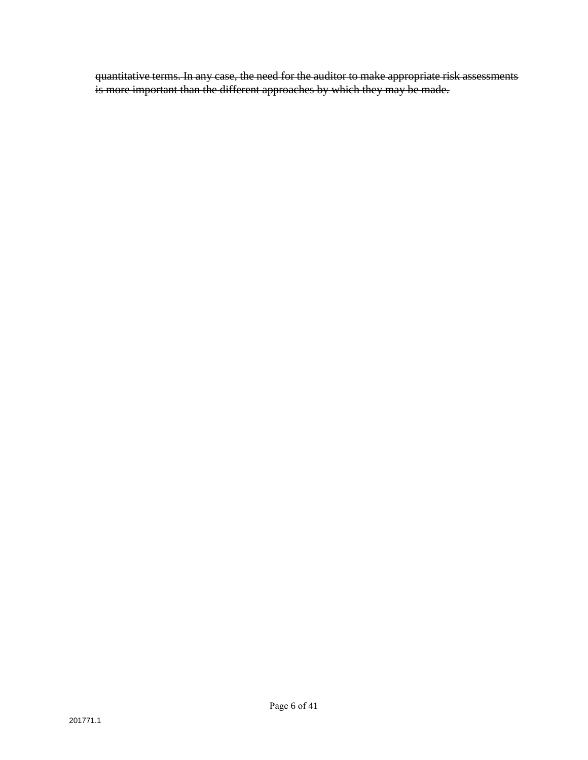~~quantitative terms. In any case, the need for the auditor to make appropriate risk assessments is more important than the different approaches by which they may be made.~~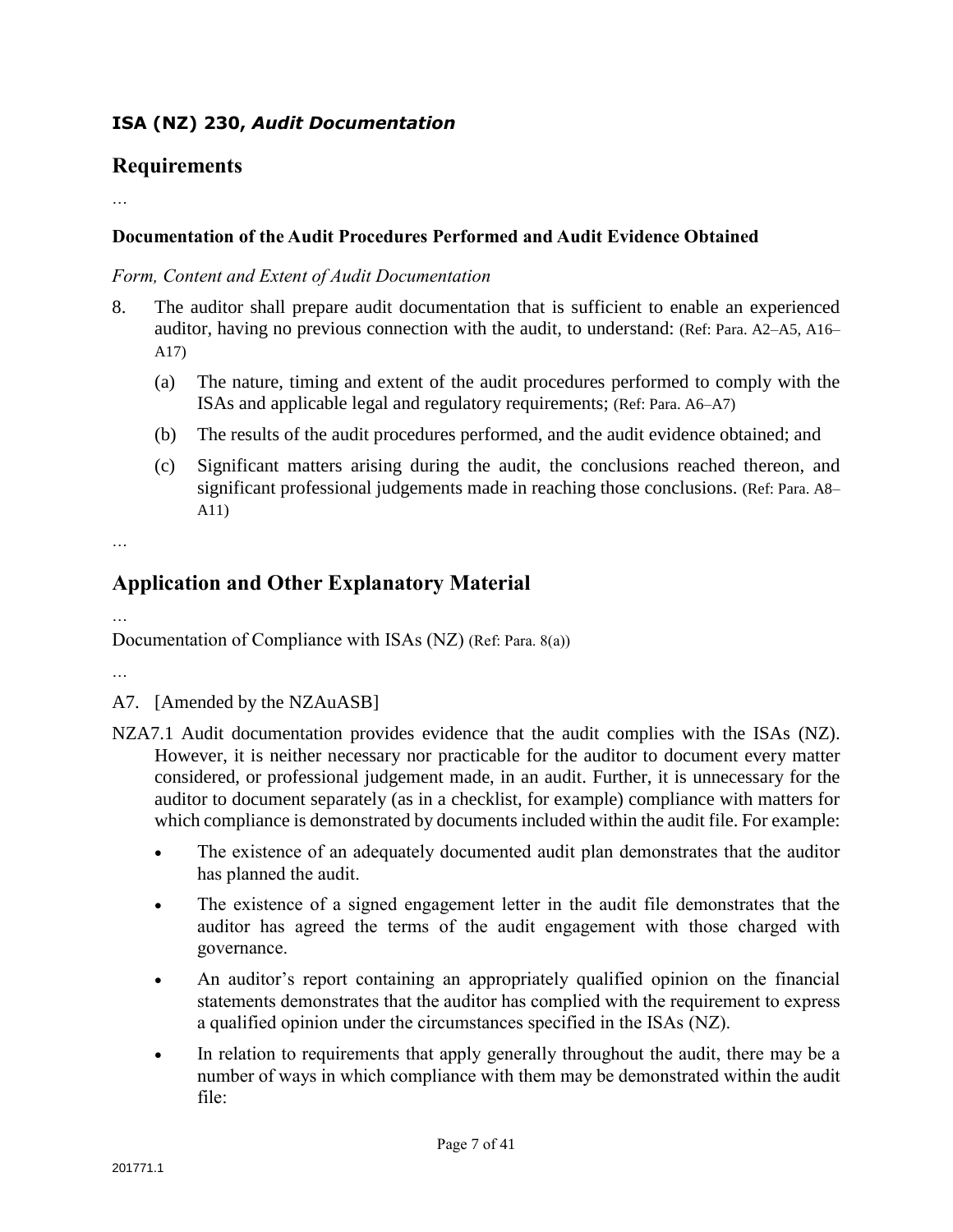### ISA (NZ) 230, *Audit Documentation*

## Requirements

…

### Documentation of the Audit Procedures Performed and Audit Evidence Obtained

*Form, Content and Extent of Audit Documentation*

8. The auditor shall prepare audit documentation that is sufficient to enable an experienced auditor, having no previous connection with the audit, to understand: (Ref: Para. A2–A5, A16–A17)

   (a) The nature, timing and extent of the audit procedures performed to comply with the ISAs and applicable legal and regulatory requirements; (Ref: Para. A6–A7)

   (b) The results of the audit procedures performed, and the audit evidence obtained; and

   (c) Significant matters arising during the audit, the conclusions reached thereon, and significant professional judgements made in reaching those conclusions. (Ref: Para. A8–A11)

…

## Application and Other Explanatory Material

…

Documentation of Compliance with ISAs (NZ) (Ref: Para. 8(a))

…

A7. [Amended by the NZAuASB]

NZA7.1 Audit documentation provides evidence that the audit complies with the ISAs (NZ). However, it is neither necessary nor practicable for the auditor to document every matter considered, or professional judgement made, in an audit. Further, it is unnecessary for the auditor to document separately (as in a checklist, for example) compliance with matters for which compliance is demonstrated by documents included within the audit file. For example:

- The existence of an adequately documented audit plan demonstrates that the auditor has planned the audit.
- The existence of a signed engagement letter in the audit file demonstrates that the auditor has agreed the terms of the audit engagement with those charged with governance.
- An auditor's report containing an appropriately qualified opinion on the financial statements demonstrates that the auditor has complied with the requirement to express a qualified opinion under the circumstances specified in the ISAs (NZ).
- In relation to requirements that apply generally throughout the audit, there may be a number of ways in which compliance with them may be demonstrated within the audit file: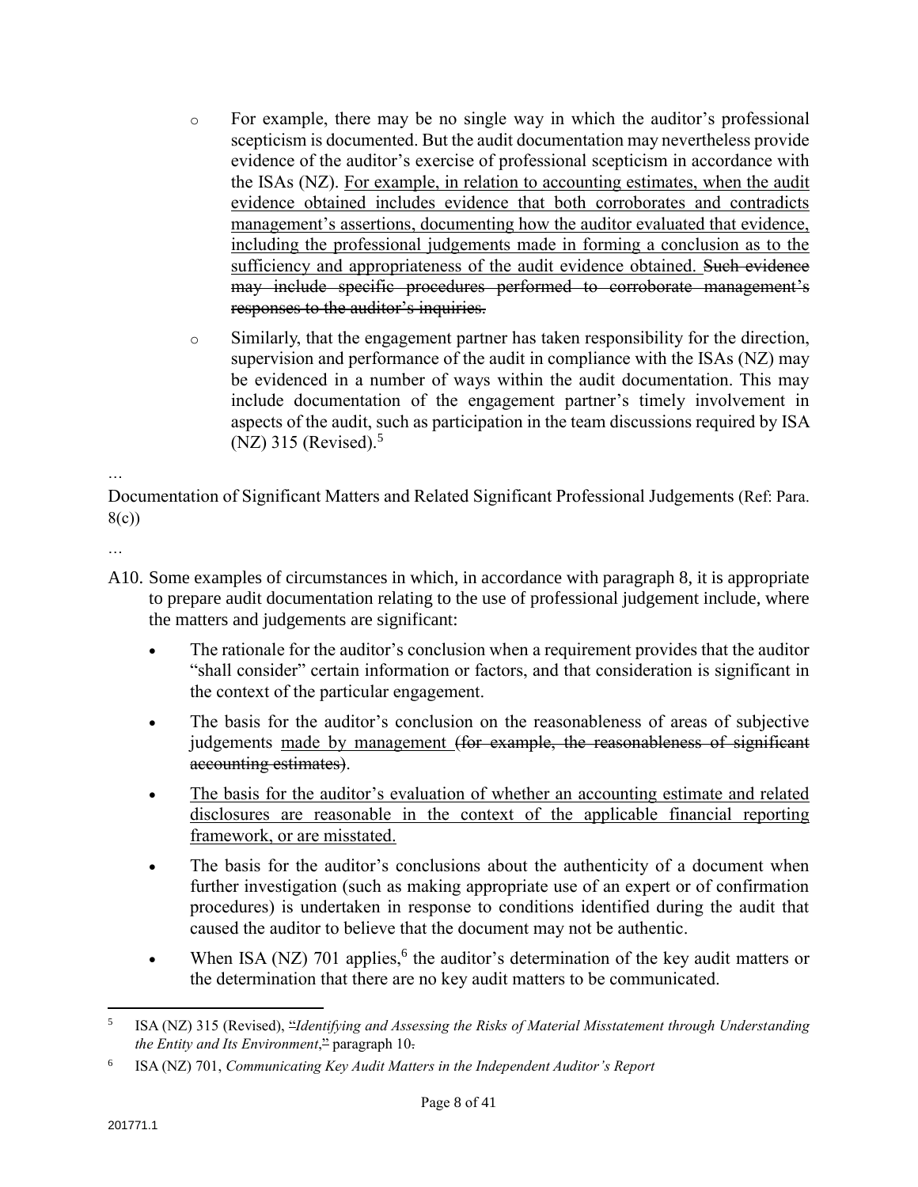- For example, there may be no single way in which the auditor's professional scepticism is documented. But the audit documentation may nevertheless provide evidence of the auditor's exercise of professional scepticism in accordance with the ISAs (NZ). <u>For example, in relation to accounting estimates, when the audit evidence obtained includes evidence that both corroborates and contradicts management's assertions, documenting how the auditor evaluated that evidence, including the professional judgements made in forming a conclusion as to the sufficiency and appropriateness of the audit evidence obtained.</u> ~~Such evidence may include specific procedures performed to corroborate management's responses to the auditor's inquiries.~~
- Similarly, that the engagement partner has taken responsibility for the direction, supervision and performance of the audit in compliance with the ISAs (NZ) may be evidenced in a number of ways within the audit documentation. This may include documentation of the engagement partner's timely involvement in aspects of the audit, such as participation in the team discussions required by ISA (NZ) 315 (Revised).[5]

…

Documentation of Significant Matters and Related Significant Professional Judgements (Ref: Para. 8(c))

…

A10. Some examples of circumstances in which, in accordance with paragraph 8, it is appropriate to prepare audit documentation relating to the use of professional judgement include, where the matters and judgements are significant:

- The rationale for the auditor's conclusion when a requirement provides that the auditor "shall consider" certain information or factors, and that consideration is significant in the context of the particular engagement.
- The basis for the auditor's conclusion on the reasonableness of areas of subjective judgements <u>made by management</u> ~~(for example, the reasonableness of significant accounting estimates)~~.
- <u>The basis for the auditor's evaluation of whether an accounting estimate and related disclosures are reasonable in the context of the applicable financial reporting framework, or are misstated.</u>
- The basis for the auditor's conclusions about the authenticity of a document when further investigation (such as making appropriate use of an expert or of confirmation procedures) is undertaken in response to conditions identified during the audit that caused the auditor to believe that the document may not be authentic.
- When ISA (NZ) 701 applies,[6] the auditor's determination of the key audit matters or the determination that there are no key audit matters to be communicated.

---

[5] ISA (NZ) 315 (Revised), ~~"~~*Identifying and Assessing the Risks of Material Misstatement through Understanding the Entity and Its Environment*,~~"~~ paragraph 10~~.~~

[6] ISA (NZ) 701, *Communicating Key Audit Matters in the Independent Auditor's Report*

201771.1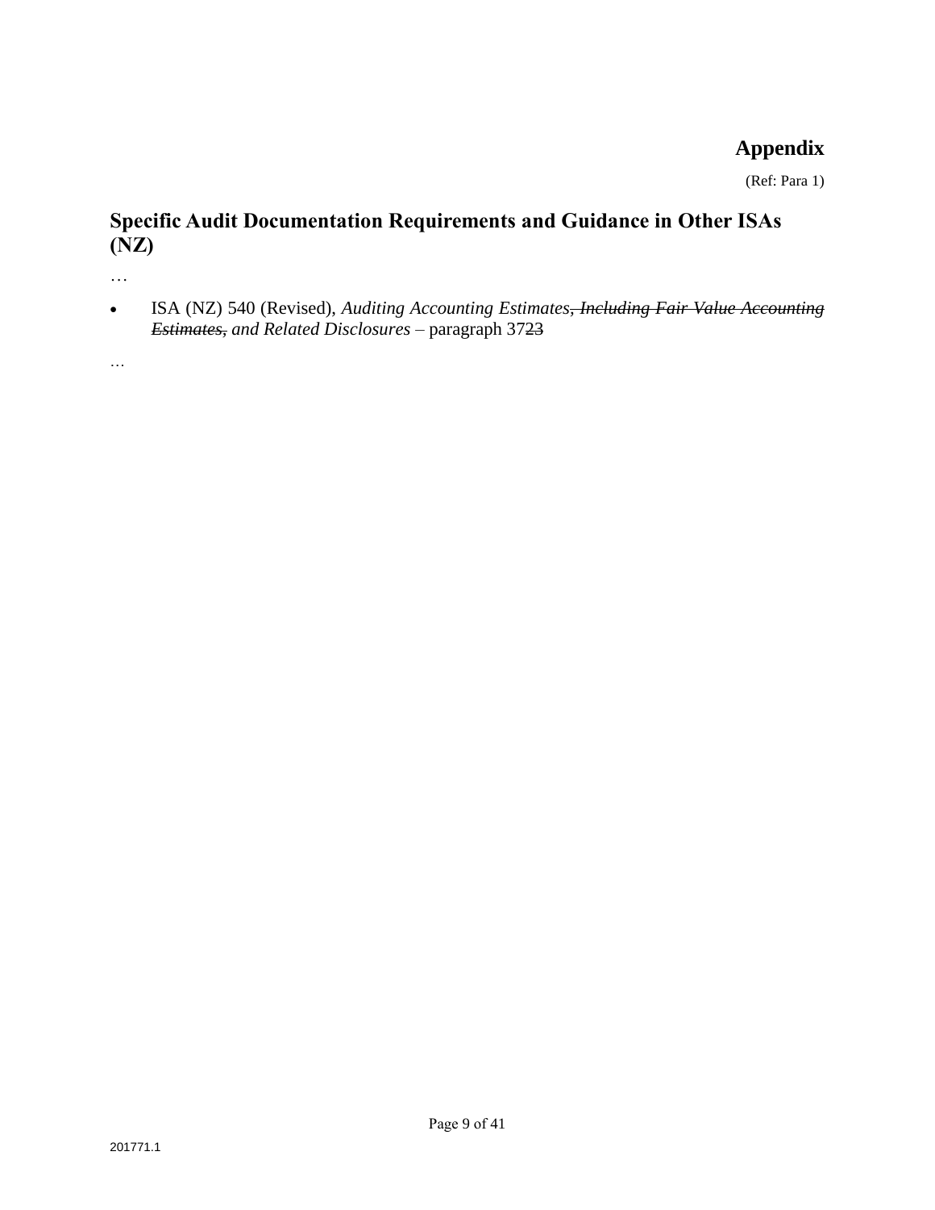# Appendix

(Ref: Para 1)

## Specific Audit Documentation Requirements and Guidance in Other ISAs (NZ)

…

- ISA (NZ) 540 (Revised), *Auditing Accounting Estimates~~, Including Fair Value Accounting Estimates,~~ and Related Disclosures* – paragraph 37~~23~~

…

201771.1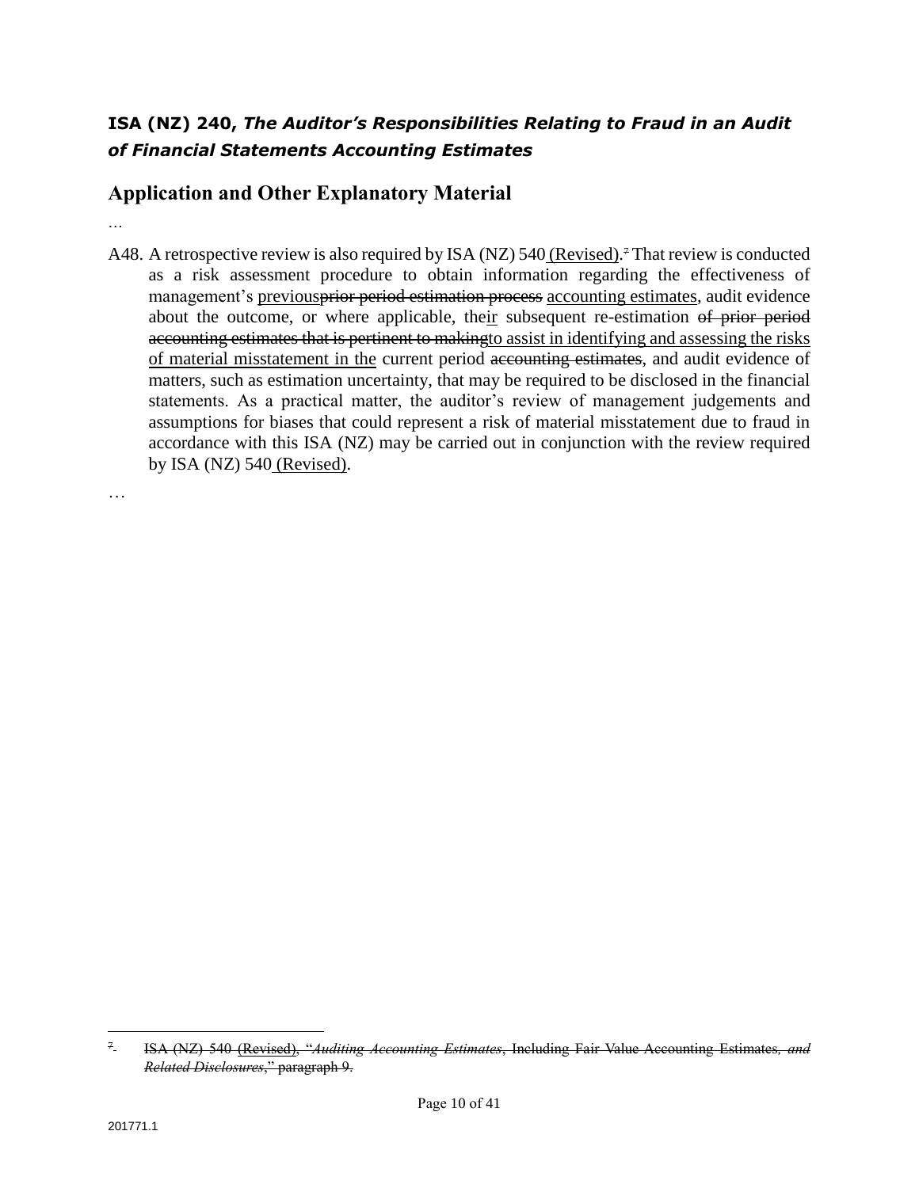**ISA (NZ) 240, *The Auditor's Responsibilities Relating to Fraud in an Audit of Financial Statements Accounting Estimates***

## Application and Other Explanatory Material

…

A48. A retrospective review is also required by ISA (NZ) 540 (Revised).[7] That review is conducted as a risk assessment procedure to obtain information regarding the effectiveness of management's previousprior period estimation process accounting estimates, audit evidence about the outcome, or where applicable, their subsequent re-estimation of prior period accounting estimates that is pertinent to makingto assist in identifying and assessing the risks of material misstatement in the current period accounting estimates, and audit evidence of matters, such as estimation uncertainty, that may be required to be disclosed in the financial statements. As a practical matter, the auditor's review of management judgements and assumptions for biases that could represent a risk of material misstatement due to fraud in accordance with this ISA (NZ) may be carried out in conjunction with the review required by ISA (NZ) 540 (Revised).

…

---

[7] ISA (NZ) 540 (Revised), "*Auditing Accounting Estimates*, Including Fair Value Accounting Estimates*, and Related Disclosures*," paragraph 9.

201771.1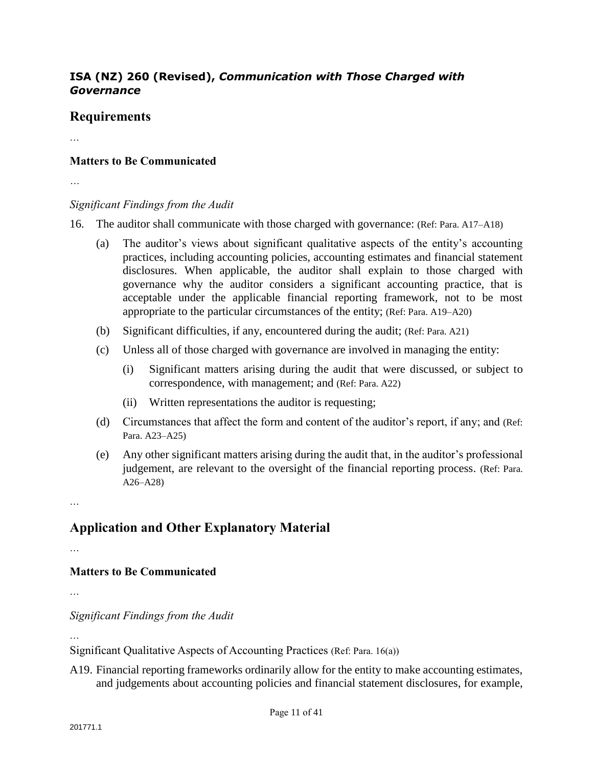**ISA (NZ) 260 (Revised),** ***Communication with Those Charged with Governance***

## Requirements

…

### Matters to Be Communicated

…

*Significant Findings from the Audit*

16. The auditor shall communicate with those charged with governance: (Ref: Para. A17–A18)

    (a) The auditor's views about significant qualitative aspects of the entity's accounting practices, including accounting policies, accounting estimates and financial statement disclosures. When applicable, the auditor shall explain to those charged with governance why the auditor considers a significant accounting practice, that is acceptable under the applicable financial reporting framework, not to be most appropriate to the particular circumstances of the entity; (Ref: Para. A19–A20)

    (b) Significant difficulties, if any, encountered during the audit; (Ref: Para. A21)

    (c) Unless all of those charged with governance are involved in managing the entity:

        (i) Significant matters arising during the audit that were discussed, or subject to correspondence, with management; and (Ref: Para. A22)

        (ii) Written representations the auditor is requesting;

    (d) Circumstances that affect the form and content of the auditor's report, if any; and (Ref: Para. A23–A25)

    (e) Any other significant matters arising during the audit that, in the auditor's professional judgement, are relevant to the oversight of the financial reporting process. (Ref: Para. A26–A28)

…

## Application and Other Explanatory Material

…

### Matters to Be Communicated

…

*Significant Findings from the Audit*

…

Significant Qualitative Aspects of Accounting Practices (Ref: Para. 16(a))

A19. Financial reporting frameworks ordinarily allow for the entity to make accounting estimates, and judgements about accounting policies and financial statement disclosures, for example,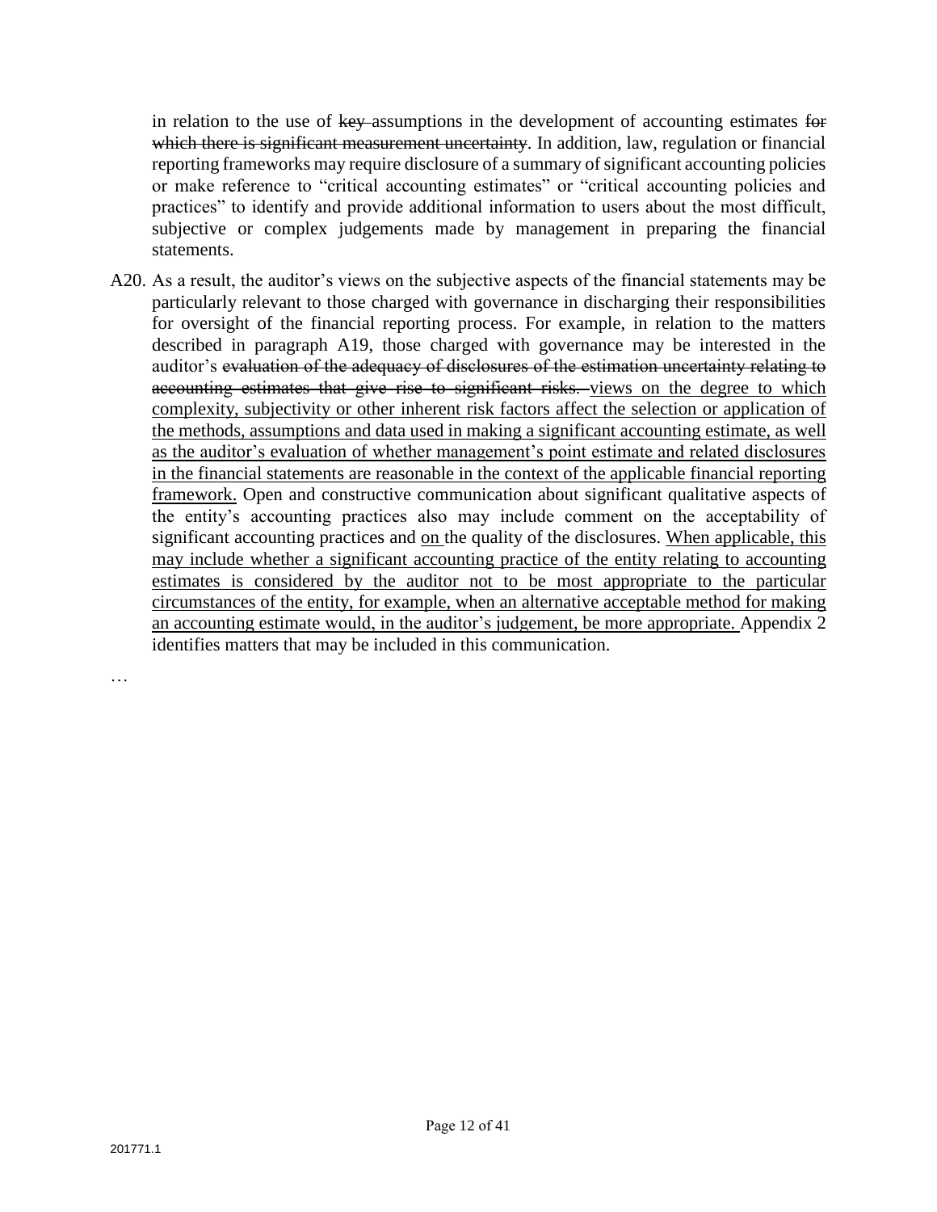in relation to the use of ~~key~~ assumptions in the development of accounting estimates ~~for which there is significant measurement uncertainty~~. In addition, law, regulation or financial reporting frameworks may require disclosure of a summary of significant accounting policies or make reference to "critical accounting estimates" or "critical accounting policies and practices" to identify and provide additional information to users about the most difficult, subjective or complex judgements made by management in preparing the financial statements.

A20. As a result, the auditor's views on the subjective aspects of the financial statements may be particularly relevant to those charged with governance in discharging their responsibilities for oversight of the financial reporting process. For example, in relation to the matters described in paragraph A19, those charged with governance may be interested in the auditor's ~~evaluation of the adequacy of disclosures of the estimation uncertainty relating to accounting estimates that give rise to significant risks.~~ <u>views on the degree to which complexity, subjectivity or other inherent risk factors affect the selection or application of the methods, assumptions and data used in making a significant accounting estimate, as well as the auditor's evaluation of whether management's point estimate and related disclosures in the financial statements are reasonable in the context of the applicable financial reporting framework.</u> Open and constructive communication about significant qualitative aspects of the entity's accounting practices also may include comment on the acceptability of significant accounting practices and <u>on</u> the quality of the disclosures. <u>When applicable, this may include whether a significant accounting practice of the entity relating to accounting estimates is considered by the auditor not to be most appropriate to the particular circumstances of the entity, for example, when an alternative acceptable method for making an accounting estimate would, in the auditor's judgement, be more appropriate.</u> Appendix 2 identifies matters that may be included in this communication.

…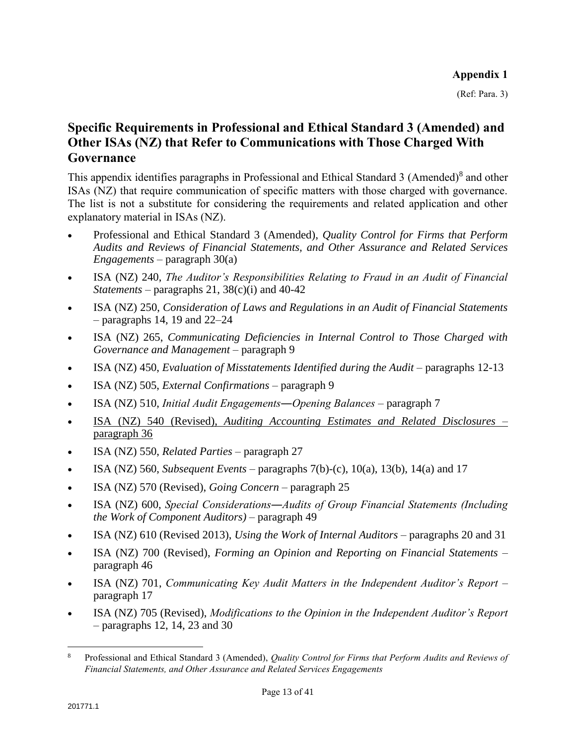**Appendix 1**

(Ref: Para. 3)

## Specific Requirements in Professional and Ethical Standard 3 (Amended) and Other ISAs (NZ) that Refer to Communications with Those Charged With Governance

This appendix identifies paragraphs in Professional and Ethical Standard 3 (Amended)[8] and other ISAs (NZ) that require communication of specific matters with those charged with governance. The list is not a substitute for considering the requirements and related application and other explanatory material in ISAs (NZ).

- Professional and Ethical Standard 3 (Amended), *Quality Control for Firms that Perform Audits and Reviews of Financial Statements, and Other Assurance and Related Services Engagements* – paragraph 30(a)
- ISA (NZ) 240, *The Auditor's Responsibilities Relating to Fraud in an Audit of Financial Statements* – paragraphs 21, 38(c)(i) and 40-42
- ISA (NZ) 250, *Consideration of Laws and Regulations in an Audit of Financial Statements* – paragraphs 14, 19 and 22–24
- ISA (NZ) 265, *Communicating Deficiencies in Internal Control to Those Charged with Governance and Management* – paragraph 9
- ISA (NZ) 450, *Evaluation of Misstatements Identified during the Audit* – paragraphs 12-13
- ISA (NZ) 505, *External Confirmations* – paragraph 9
- ISA (NZ) 510, *Initial Audit Engagements—Opening Balances* – paragraph 7
- <u>ISA (NZ) 540 (Revised), *Auditing Accounting Estimates and Related Disclosures* – paragraph 36</u>
- ISA (NZ) 550, *Related Parties* – paragraph 27
- ISA (NZ) 560, *Subsequent Events* – paragraphs 7(b)-(c), 10(a), 13(b), 14(a) and 17
- ISA (NZ) 570 (Revised), *Going Concern* – paragraph 25
- ISA (NZ) 600, *Special Considerations—Audits of Group Financial Statements (Including the Work of Component Auditors)* – paragraph 49
- ISA (NZ) 610 (Revised 2013), *Using the Work of Internal Auditors* – paragraphs 20 and 31
- ISA (NZ) 700 (Revised), *Forming an Opinion and Reporting on Financial Statements* – paragraph 46
- ISA (NZ) 701, *Communicating Key Audit Matters in the Independent Auditor's Report* – paragraph 17
- ISA (NZ) 705 (Revised), *Modifications to the Opinion in the Independent Auditor's Report* – paragraphs 12, 14, 23 and 30

---

[8] Professional and Ethical Standard 3 (Amended), *Quality Control for Firms that Perform Audits and Reviews of Financial Statements, and Other Assurance and Related Services Engagements*

201771.1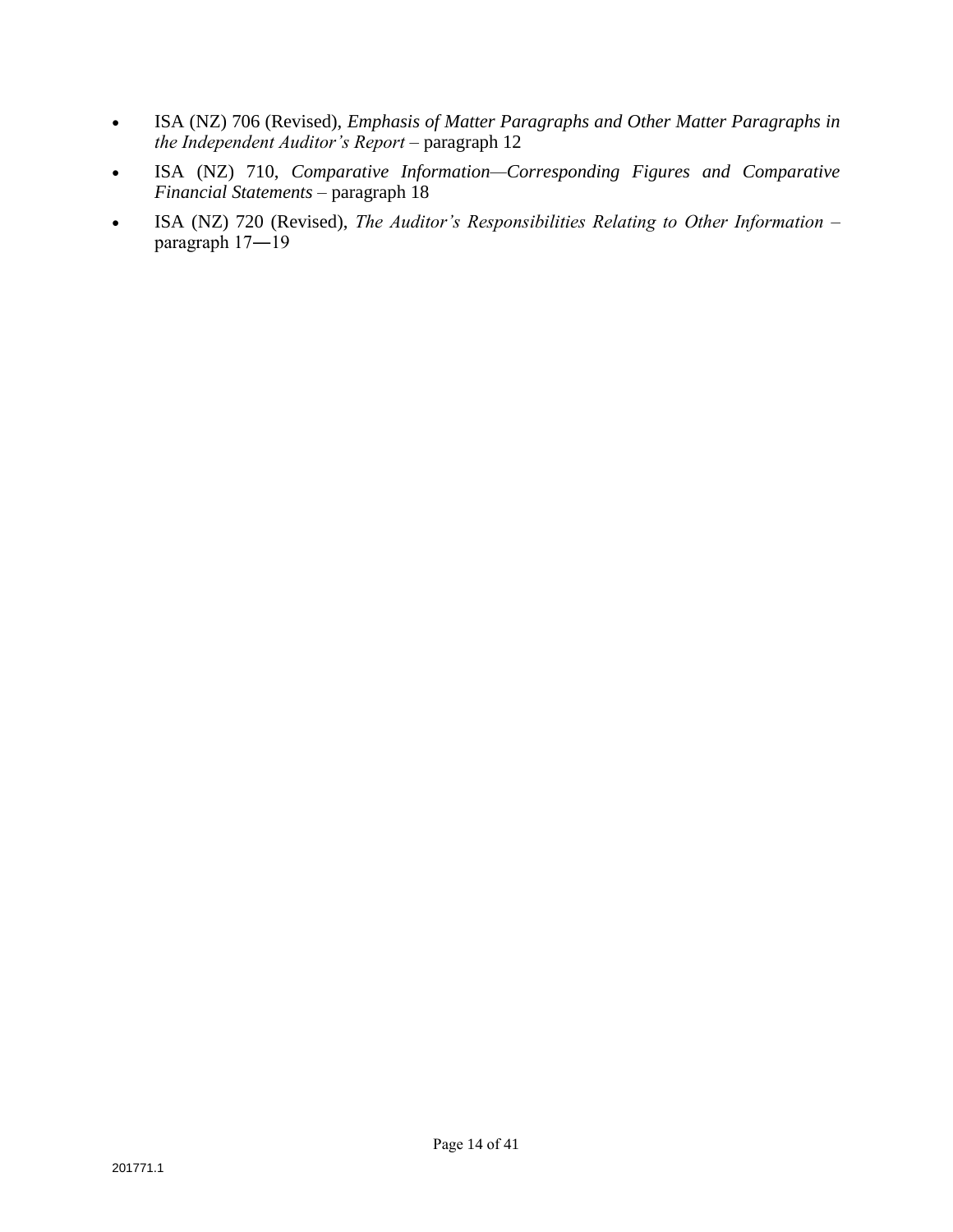- ISA (NZ) 706 (Revised), *Emphasis of Matter Paragraphs and Other Matter Paragraphs in the Independent Auditor's Report* – paragraph 12
- ISA (NZ) 710, *Comparative Information—Corresponding Figures and Comparative Financial Statements* – paragraph 18
- ISA (NZ) 720 (Revised), *The Auditor's Responsibilities Relating to Other Information* – paragraph 17―19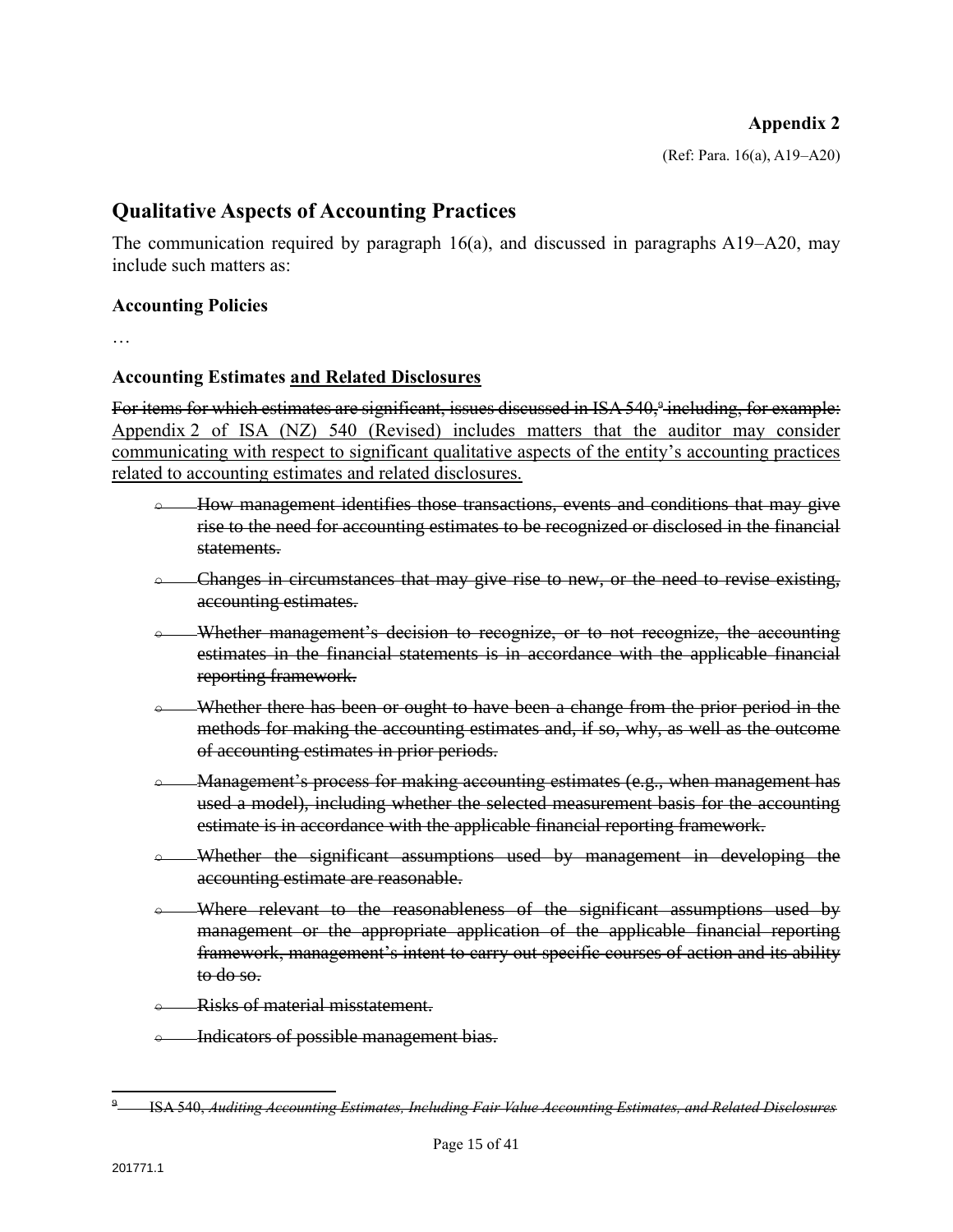**Appendix 2**

(Ref: Para. 16(a), A19–A20)

## Qualitative Aspects of Accounting Practices

The communication required by paragraph 16(a), and discussed in paragraphs A19–A20, may include such matters as:

### Accounting Policies

…

### Accounting Estimates <u>and Related Disclosures</u>

~~For items for which estimates are significant, issues discussed in ISA 540,[9] including, for example:~~ <u>Appendix 2 of ISA (NZ) 540 (Revised) includes matters that the auditor may consider communicating with respect to significant qualitative aspects of the entity's accounting practices related to accounting estimates and related disclosures.</u>

- ~~How management identifies those transactions, events and conditions that may give rise to the need for accounting estimates to be recognized or disclosed in the financial statements.~~
- ~~Changes in circumstances that may give rise to new, or the need to revise existing, accounting estimates.~~
- ~~Whether management's decision to recognize, or to not recognize, the accounting estimates in the financial statements is in accordance with the applicable financial reporting framework.~~
- ~~Whether there has been or ought to have been a change from the prior period in the methods for making the accounting estimates and, if so, why, as well as the outcome of accounting estimates in prior periods.~~
- ~~Management's process for making accounting estimates (e.g., when management has used a model), including whether the selected measurement basis for the accounting estimate is in accordance with the applicable financial reporting framework.~~
- ~~Whether the significant assumptions used by management in developing the accounting estimate are reasonable.~~
- ~~Where relevant to the reasonableness of the significant assumptions used by management or the appropriate application of the applicable financial reporting framework, management's intent to carry out specific courses of action and its ability to do so.~~
- ~~Risks of material misstatement.~~
- ~~Indicators of possible management bias.~~

---

~~[9] ISA 540, *Auditing Accounting Estimates, Including Fair Value Accounting Estimates, and Related Disclosures*~~

201771.1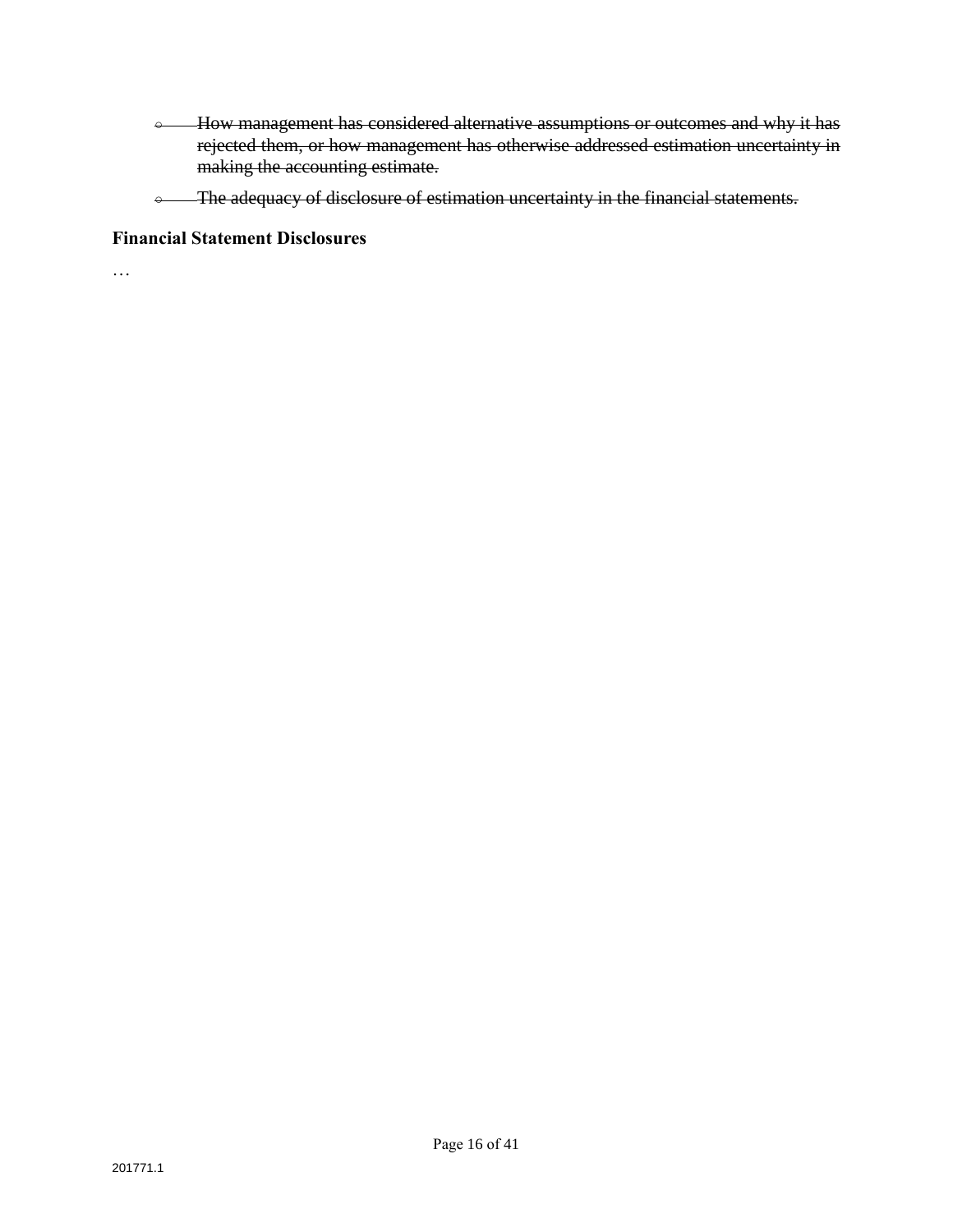- ~~How management has considered alternative assumptions or outcomes and why it has rejected them, or how management has otherwise addressed estimation uncertainty in making the accounting estimate.~~
- ~~The adequacy of disclosure of estimation uncertainty in the financial statements.~~

**Financial Statement Disclosures**

…

201771.1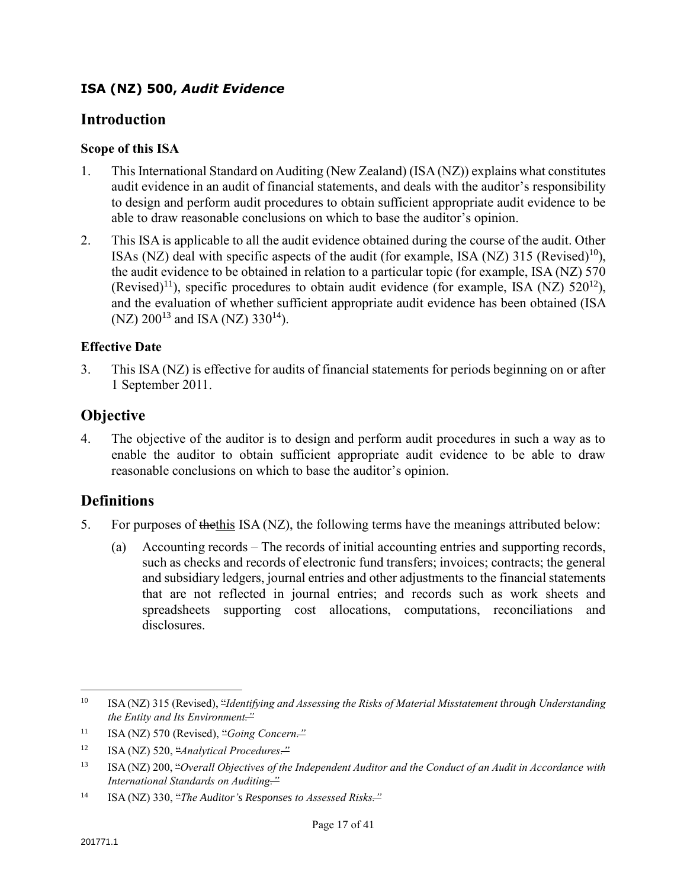**ISA (NZ) 500, *Audit Evidence***

# Introduction

### Scope of this ISA

1. This International Standard on Auditing (New Zealand) (ISA (NZ)) explains what constitutes audit evidence in an audit of financial statements, and deals with the auditor's responsibility to design and perform audit procedures to obtain sufficient appropriate audit evidence to be able to draw reasonable conclusions on which to base the auditor's opinion.

2. This ISA is applicable to all the audit evidence obtained during the course of the audit. Other ISAs (NZ) deal with specific aspects of the audit (for example, ISA (NZ) 315 (Revised)[10]), the audit evidence to be obtained in relation to a particular topic (for example, ISA (NZ) 570 (Revised)[11]), specific procedures to obtain audit evidence (for example, ISA (NZ) 520[12]), and the evaluation of whether sufficient appropriate audit evidence has been obtained (ISA (NZ) 200[13] and ISA (NZ) 330[14]).

### Effective Date

3. This ISA (NZ) is effective for audits of financial statements for periods beginning on or after 1 September 2011.

# Objective

4. The objective of the auditor is to design and perform audit procedures in such a way as to enable the auditor to obtain sufficient appropriate audit evidence to be able to draw reasonable conclusions on which to base the auditor's opinion.

# Definitions

5. For purposes of ~~the~~this ISA (NZ), the following terms have the meanings attributed below:

   (a) Accounting records – The records of initial accounting entries and supporting records, such as checks and records of electronic fund transfers; invoices; contracts; the general and subsidiary ledgers, journal entries and other adjustments to the financial statements that are not reflected in journal entries; and records such as work sheets and spreadsheets supporting cost allocations, computations, reconciliations and disclosures.

---

[10] ISA (NZ) 315 (Revised), ~~"~~*Identifying and Assessing the Risks of Material Misstatement through Understanding the Entity and Its Environment*~~."~~

[11] ISA (NZ) 570 (Revised), ~~"~~*Going Concern*~~."~~

[12] ISA (NZ) 520, ~~"~~*Analytical Procedures*~~."~~

[13] ISA (NZ) 200, ~~"~~*Overall Objectives of the Independent Auditor and the Conduct of an Audit in Accordance with International Standards on Auditing*~~."~~

[14] ISA (NZ) 330, ~~"~~*The Auditor's Responses to Assessed Risks*~~."~~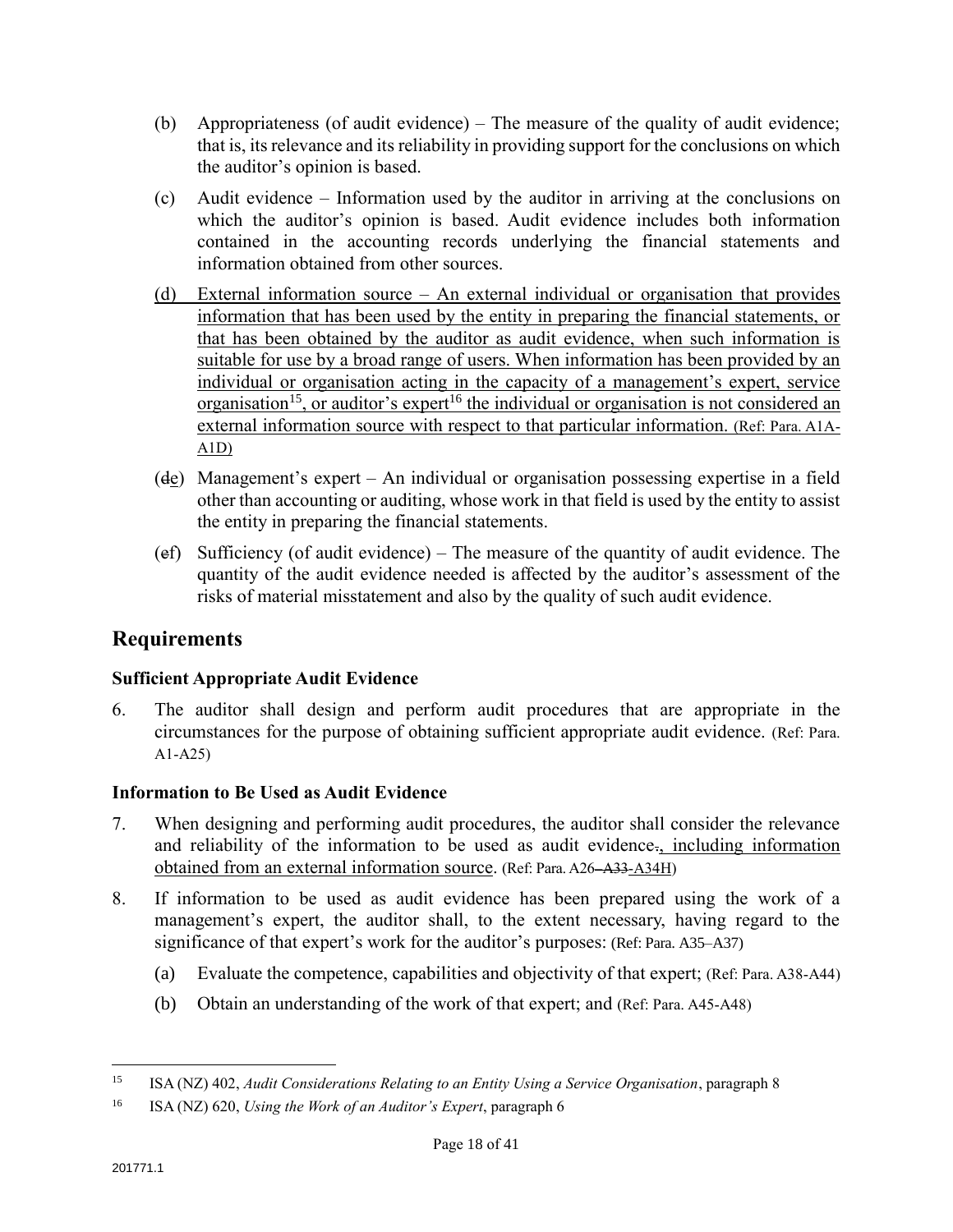(b) Appropriateness (of audit evidence) – The measure of the quality of audit evidence; that is, its relevance and its reliability in providing support for the conclusions on which the auditor's opinion is based.

(c) Audit evidence – Information used by the auditor in arriving at the conclusions on which the auditor's opinion is based. Audit evidence includes both information contained in the accounting records underlying the financial statements and information obtained from other sources.

(d) External information source – An external individual or organisation that provides information that has been used by the entity in preparing the financial statements, or that has been obtained by the auditor as audit evidence, when such information is suitable for use by a broad range of users. When information has been provided by an individual or organisation acting in the capacity of a management's expert, service organisation[15], or auditor's expert[16] the individual or organisation is not considered an external information source with respect to that particular information. (Ref: Para. A1A-A1D)

(~~d~~e) Management's expert – An individual or organisation possessing expertise in a field other than accounting or auditing, whose work in that field is used by the entity to assist the entity in preparing the financial statements.

(~~e~~f) Sufficiency (of audit evidence) – The measure of the quantity of audit evidence. The quantity of the audit evidence needed is affected by the auditor's assessment of the risks of material misstatement and also by the quality of such audit evidence.

## Requirements

### Sufficient Appropriate Audit Evidence

6. The auditor shall design and perform audit procedures that are appropriate in the circumstances for the purpose of obtaining sufficient appropriate audit evidence. (Ref: Para. A1-A25)

### Information to Be Used as Audit Evidence

7. When designing and performing audit procedures, the auditor shall consider the relevance and reliability of the information to be used as audit evidence~~.~~, including information obtained from an external information source. (Ref: Para. A26–~~A33~~-A34H)

8. If information to be used as audit evidence has been prepared using the work of a management's expert, the auditor shall, to the extent necessary, having regard to the significance of that expert's work for the auditor's purposes: (Ref: Para. A35–A37)

   (a) Evaluate the competence, capabilities and objectivity of that expert; (Ref: Para. A38-A44)

   (b) Obtain an understanding of the work of that expert; and (Ref: Para. A45-A48)

---

[15] ISA (NZ) 402, *Audit Considerations Relating to an Entity Using a Service Organisation*, paragraph 8

[16] ISA (NZ) 620, *Using the Work of an Auditor's Expert*, paragraph 6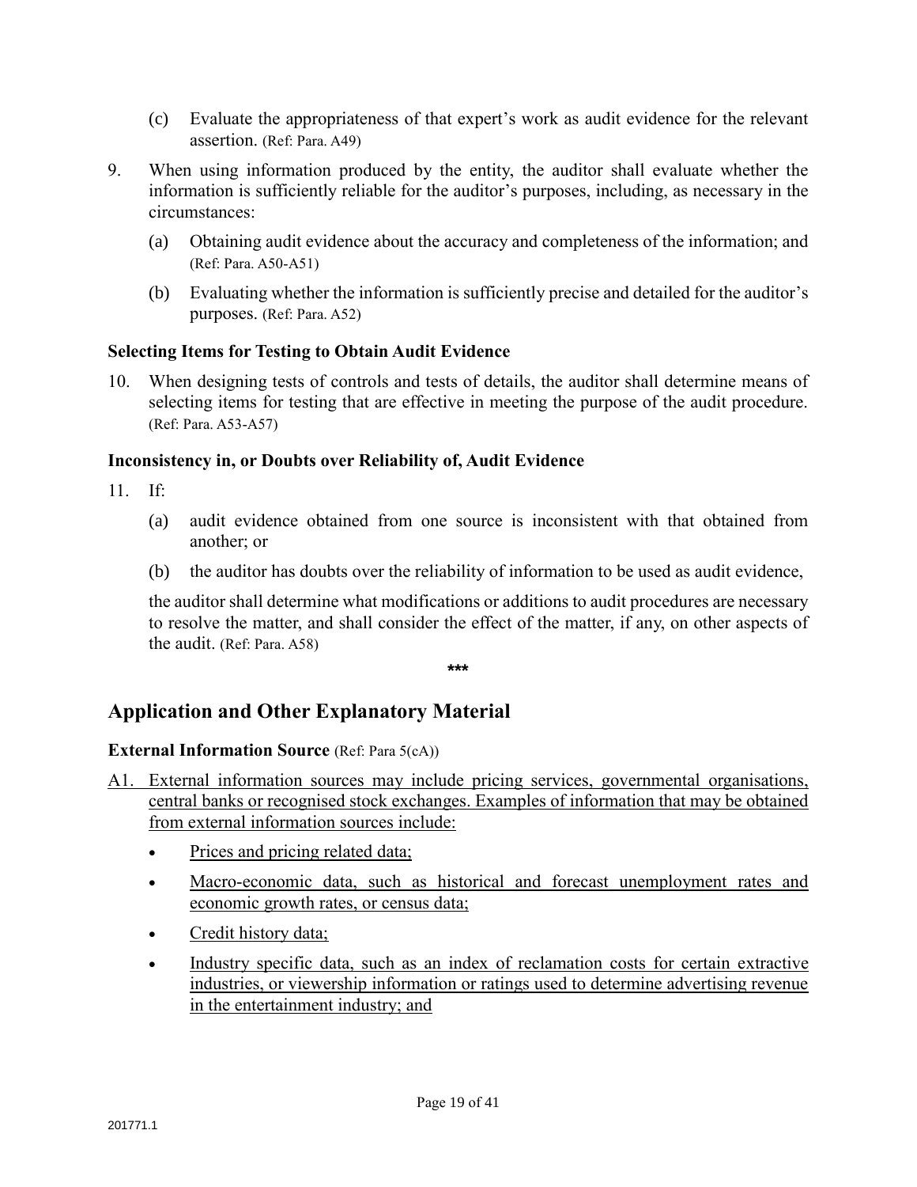(c) Evaluate the appropriateness of that expert's work as audit evidence for the relevant assertion. (Ref: Para. A49)

9. When using information produced by the entity, the auditor shall evaluate whether the information is sufficiently reliable for the auditor's purposes, including, as necessary in the circumstances:

   (a) Obtaining audit evidence about the accuracy and completeness of the information; and (Ref: Para. A50-A51)

   (b) Evaluating whether the information is sufficiently precise and detailed for the auditor's purposes. (Ref: Para. A52)

**Selecting Items for Testing to Obtain Audit Evidence**

10. When designing tests of controls and tests of details, the auditor shall determine means of selecting items for testing that are effective in meeting the purpose of the audit procedure. (Ref: Para. A53-A57)

**Inconsistency in, or Doubts over Reliability of, Audit Evidence**

11. If:

   (a) audit evidence obtained from one source is inconsistent with that obtained from another; or

   (b) the auditor has doubts over the reliability of information to be used as audit evidence,

   the auditor shall determine what modifications or additions to audit procedures are necessary to resolve the matter, and shall consider the effect of the matter, if any, on other aspects of the audit. (Ref: Para. A58)

***

## Application and Other Explanatory Material

**External Information Source** (Ref: Para 5(cA))

A1. External information sources may include pricing services, governmental organisations, central banks or recognised stock exchanges. Examples of information that may be obtained from external information sources include:

- Prices and pricing related data;
- Macro-economic data, such as historical and forecast unemployment rates and economic growth rates, or census data;
- Credit history data;
- Industry specific data, such as an index of reclamation costs for certain extractive industries, or viewership information or ratings used to determine advertising revenue in the entertainment industry; and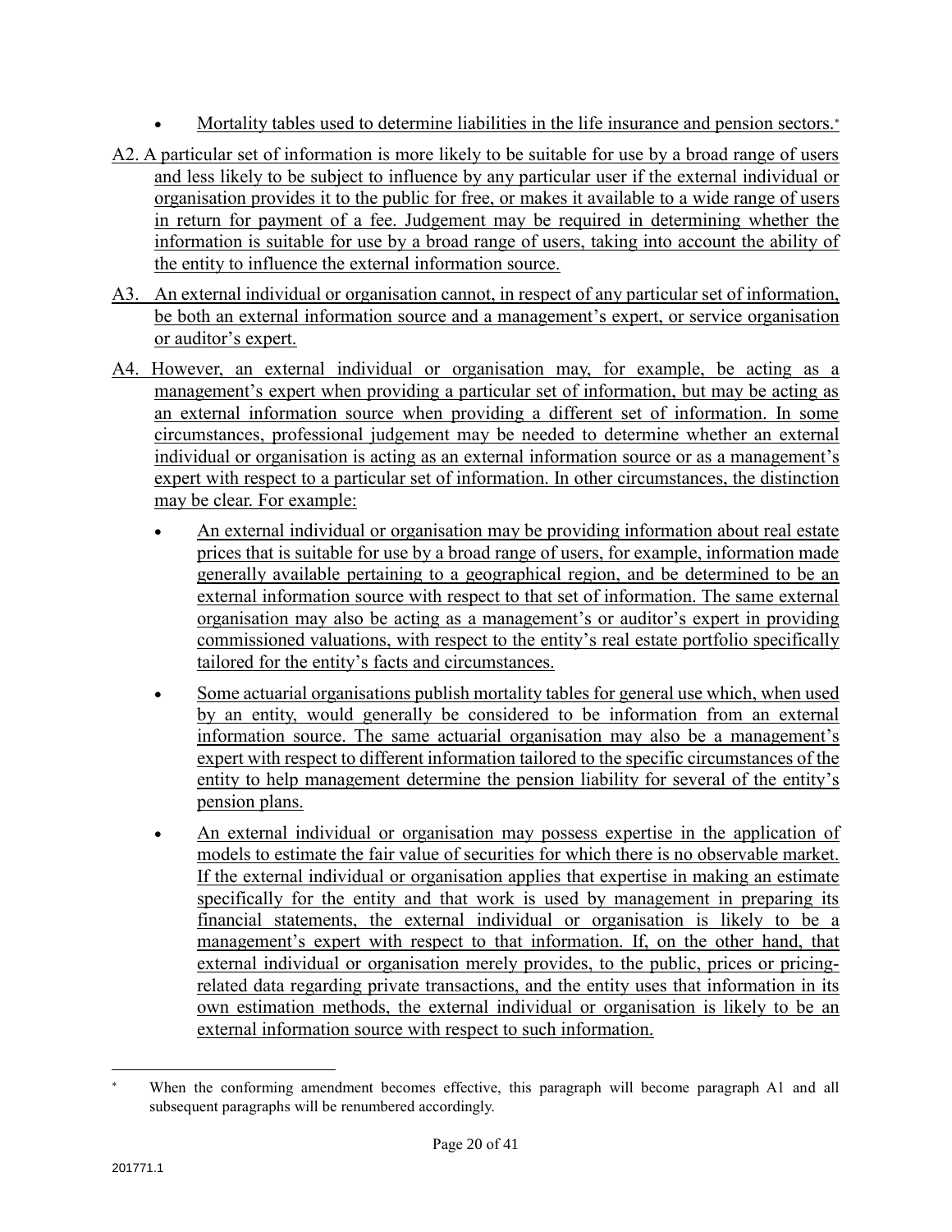- Mortality tables used to determine liabilities in the life insurance and pension sectors.[*]

A2. A particular set of information is more likely to be suitable for use by a broad range of users and less likely to be subject to influence by any particular user if the external individual or organisation provides it to the public for free, or makes it available to a wide range of users in return for payment of a fee. Judgement may be required in determining whether the information is suitable for use by a broad range of users, taking into account the ability of the entity to influence the external information source.

A3. An external individual or organisation cannot, in respect of any particular set of information, be both an external information source and a management's expert, or service organisation or auditor's expert.

A4. However, an external individual or organisation may, for example, be acting as a management's expert when providing a particular set of information, but may be acting as an external information source when providing a different set of information. In some circumstances, professional judgement may be needed to determine whether an external individual or organisation is acting as an external information source or as a management's expert with respect to a particular set of information. In other circumstances, the distinction may be clear. For example:

- An external individual or organisation may be providing information about real estate prices that is suitable for use by a broad range of users, for example, information made generally available pertaining to a geographical region, and be determined to be an external information source with respect to that set of information. The same external organisation may also be acting as a management's or auditor's expert in providing commissioned valuations, with respect to the entity's real estate portfolio specifically tailored for the entity's facts and circumstances.
- Some actuarial organisations publish mortality tables for general use which, when used by an entity, would generally be considered to be information from an external information source. The same actuarial organisation may also be a management's expert with respect to different information tailored to the specific circumstances of the entity to help management determine the pension liability for several of the entity's pension plans.
- An external individual or organisation may possess expertise in the application of models to estimate the fair value of securities for which there is no observable market. If the external individual or organisation applies that expertise in making an estimate specifically for the entity and that work is used by management in preparing its financial statements, the external individual or organisation is likely to be a management's expert with respect to that information. If, on the other hand, that external individual or organisation merely provides, to the public, prices or pricing-related data regarding private transactions, and the entity uses that information in its own estimation methods, the external individual or organisation is likely to be an external information source with respect to such information.

[*] When the conforming amendment becomes effective, this paragraph will become paragraph A1 and all subsequent paragraphs will be renumbered accordingly.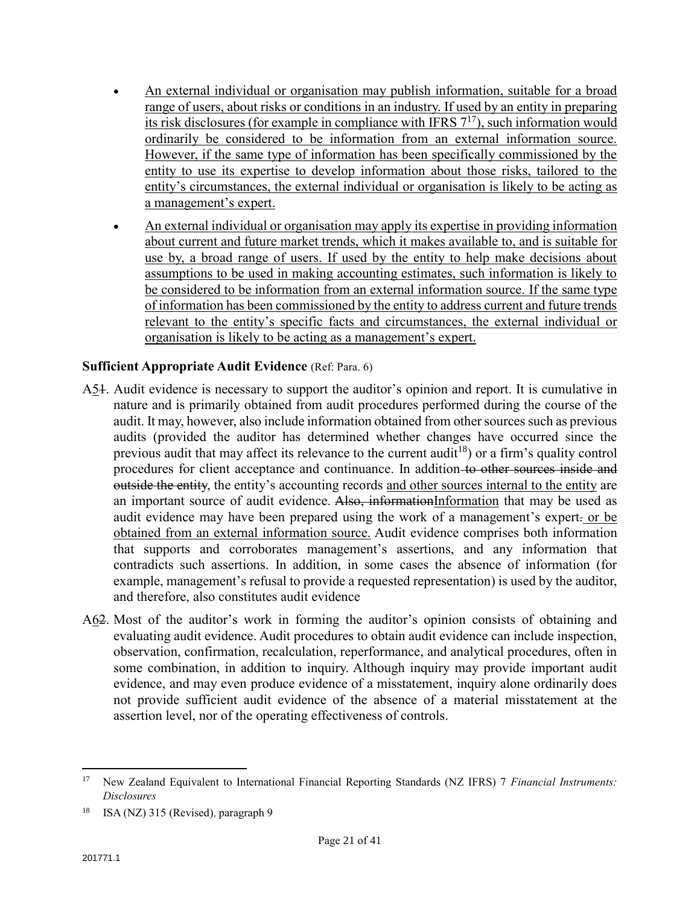- An external individual or organisation may publish information, suitable for a broad range of users, about risks or conditions in an industry. If used by an entity in preparing its risk disclosures (for example in compliance with IFRS 7[17]), such information would ordinarily be considered to be information from an external information source. However, if the same type of information has been specifically commissioned by the entity to use its expertise to develop information about those risks, tailored to the entity's circumstances, the external individual or organisation is likely to be acting as a management's expert.
- An external individual or organisation may apply its expertise in providing information about current and future market trends, which it makes available to, and is suitable for use by, a broad range of users. If used by the entity to help make decisions about assumptions to be used in making accounting estimates, such information is likely to be considered to be information from an external information source. If the same type of information has been commissioned by the entity to address current and future trends relevant to the entity's specific facts and circumstances, the external individual or organisation is likely to be acting as a management's expert.

**Sufficient Appropriate Audit Evidence** (Ref: Para. 6)

A5~~1~~. Audit evidence is necessary to support the auditor's opinion and report. It is cumulative in nature and is primarily obtained from audit procedures performed during the course of the audit. It may, however, also include information obtained from other sources such as previous audits (provided the auditor has determined whether changes have occurred since the previous audit that may affect its relevance to the current audit[18]) or a firm's quality control procedures for client acceptance and continuance. In addition ~~to other sources inside and outside the entity~~, the entity's accounting records and other sources internal to the entity are an important source of audit evidence. ~~Also, information~~Information that may be used as audit evidence may have been prepared using the work of a management's expert~~.~~ or be obtained from an external information source. Audit evidence comprises both information that supports and corroborates management's assertions, and any information that contradicts such assertions. In addition, in some cases the absence of information (for example, management's refusal to provide a requested representation) is used by the auditor, and therefore, also constitutes audit evidence

A6~~2~~. Most of the auditor's work in forming the auditor's opinion consists of obtaining and evaluating audit evidence. Audit procedures to obtain audit evidence can include inspection, observation, confirmation, recalculation, reperformance, and analytical procedures, often in some combination, in addition to inquiry. Although inquiry may provide important audit evidence, and may even produce evidence of a misstatement, inquiry alone ordinarily does not provide sufficient audit evidence of the absence of a material misstatement at the assertion level, nor of the operating effectiveness of controls.

---

[17] New Zealand Equivalent to International Financial Reporting Standards (NZ IFRS) 7 *Financial Instruments: Disclosures*

[18] ISA (NZ) 315 (Revised), paragraph 9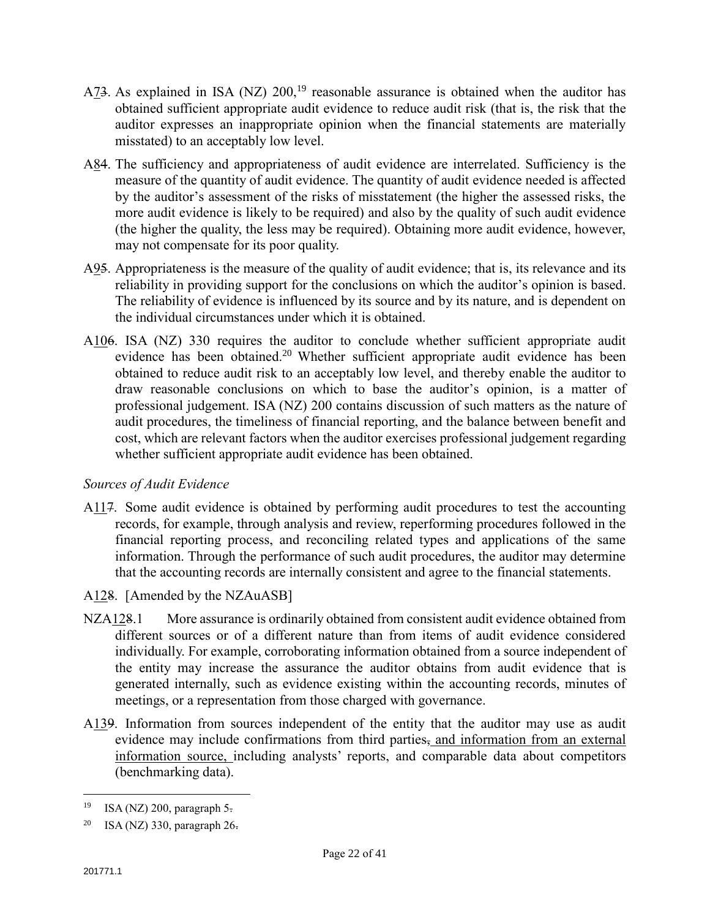A7~~3~~. As explained in ISA (NZ) 200,[19] reasonable assurance is obtained when the auditor has obtained sufficient appropriate audit evidence to reduce audit risk (that is, the risk that the auditor expresses an inappropriate opinion when the financial statements are materially misstated) to an acceptably low level.

A8~~4~~. The sufficiency and appropriateness of audit evidence are interrelated. Sufficiency is the measure of the quantity of audit evidence. The quantity of audit evidence needed is affected by the auditor's assessment of the risks of misstatement (the higher the assessed risks, the more audit evidence is likely to be required) and also by the quality of such audit evidence (the higher the quality, the less may be required). Obtaining more audit evidence, however, may not compensate for its poor quality.

A9~~5~~. Appropriateness is the measure of the quality of audit evidence; that is, its relevance and its reliability in providing support for the conclusions on which the auditor's opinion is based. The reliability of evidence is influenced by its source and by its nature, and is dependent on the individual circumstances under which it is obtained.

A10~~6~~. ISA (NZ) 330 requires the auditor to conclude whether sufficient appropriate audit evidence has been obtained.[20] Whether sufficient appropriate audit evidence has been obtained to reduce audit risk to an acceptably low level, and thereby enable the auditor to draw reasonable conclusions on which to base the auditor's opinion, is a matter of professional judgement. ISA (NZ) 200 contains discussion of such matters as the nature of audit procedures, the timeliness of financial reporting, and the balance between benefit and cost, which are relevant factors when the auditor exercises professional judgement regarding whether sufficient appropriate audit evidence has been obtained.

*Sources of Audit Evidence*

A11~~7~~. Some audit evidence is obtained by performing audit procedures to test the accounting records, for example, through analysis and review, reperforming procedures followed in the financial reporting process, and reconciling related types and applications of the same information. Through the performance of such audit procedures, the auditor may determine that the accounting records are internally consistent and agree to the financial statements.

A12~~8~~. [Amended by the NZAuASB]

NZA12~~8~~.1 More assurance is ordinarily obtained from consistent audit evidence obtained from different sources or of a different nature than from items of audit evidence considered individually. For example, corroborating information obtained from a source independent of the entity may increase the assurance the auditor obtains from audit evidence that is generated internally, such as evidence existing within the accounting records, minutes of meetings, or a representation from those charged with governance.

A13~~9~~. Information from sources independent of the entity that the auditor may use as audit evidence may include confirmations from third parties~~,~~ and information from an external information source, including analysts' reports, and comparable data about competitors (benchmarking data).

---

[19] ISA (NZ) 200, paragraph 5~~.~~

[20] ISA (NZ) 330, paragraph 26~~.~~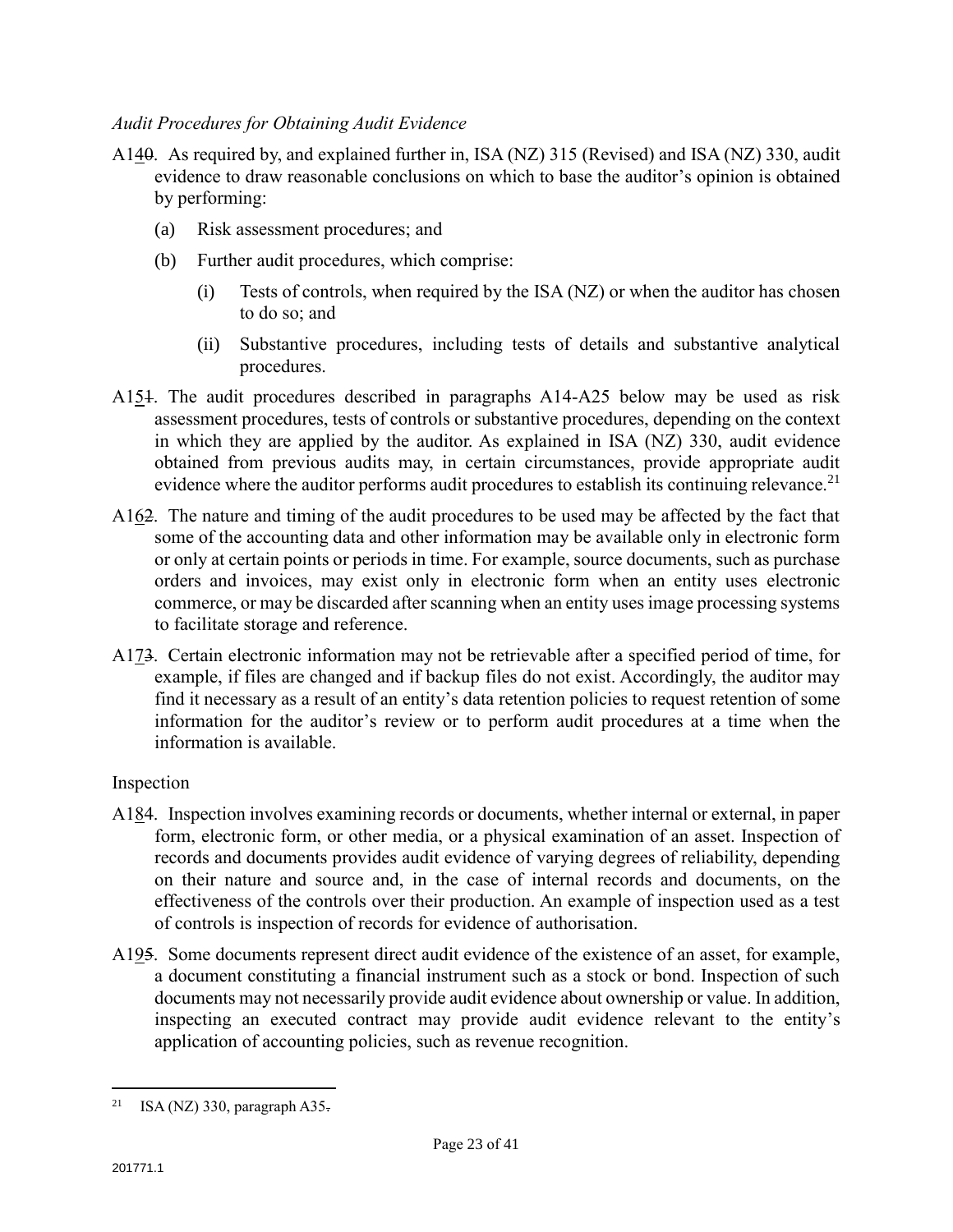*Audit Procedures for Obtaining Audit Evidence*

A14~~0~~. As required by, and explained further in, ISA (NZ) 315 (Revised) and ISA (NZ) 330, audit evidence to draw reasonable conclusions on which to base the auditor's opinion is obtained by performing:

(a) Risk assessment procedures; and

(b) Further audit procedures, which comprise:

(i) Tests of controls, when required by the ISA (NZ) or when the auditor has chosen to do so; and

(ii) Substantive procedures, including tests of details and substantive analytical procedures.

A15~~1~~. The audit procedures described in paragraphs A14-A25 below may be used as risk assessment procedures, tests of controls or substantive procedures, depending on the context in which they are applied by the auditor. As explained in ISA (NZ) 330, audit evidence obtained from previous audits may, in certain circumstances, provide appropriate audit evidence where the auditor performs audit procedures to establish its continuing relevance.[21]

A16~~2~~. The nature and timing of the audit procedures to be used may be affected by the fact that some of the accounting data and other information may be available only in electronic form or only at certain points or periods in time. For example, source documents, such as purchase orders and invoices, may exist only in electronic form when an entity uses electronic commerce, or may be discarded after scanning when an entity uses image processing systems to facilitate storage and reference.

A17~~3~~. Certain electronic information may not be retrievable after a specified period of time, for example, if files are changed and if backup files do not exist. Accordingly, the auditor may find it necessary as a result of an entity's data retention policies to request retention of some information for the auditor's review or to perform audit procedures at a time when the information is available.

Inspection

A18~~4~~. Inspection involves examining records or documents, whether internal or external, in paper form, electronic form, or other media, or a physical examination of an asset. Inspection of records and documents provides audit evidence of varying degrees of reliability, depending on their nature and source and, in the case of internal records and documents, on the effectiveness of the controls over their production. An example of inspection used as a test of controls is inspection of records for evidence of authorisation.

A19~~5~~. Some documents represent direct audit evidence of the existence of an asset, for example, a document constituting a financial instrument such as a stock or bond. Inspection of such documents may not necessarily provide audit evidence about ownership or value. In addition, inspecting an executed contract may provide audit evidence relevant to the entity's application of accounting policies, such as revenue recognition.

---

[21] ISA (NZ) 330, paragraph A35~~.~~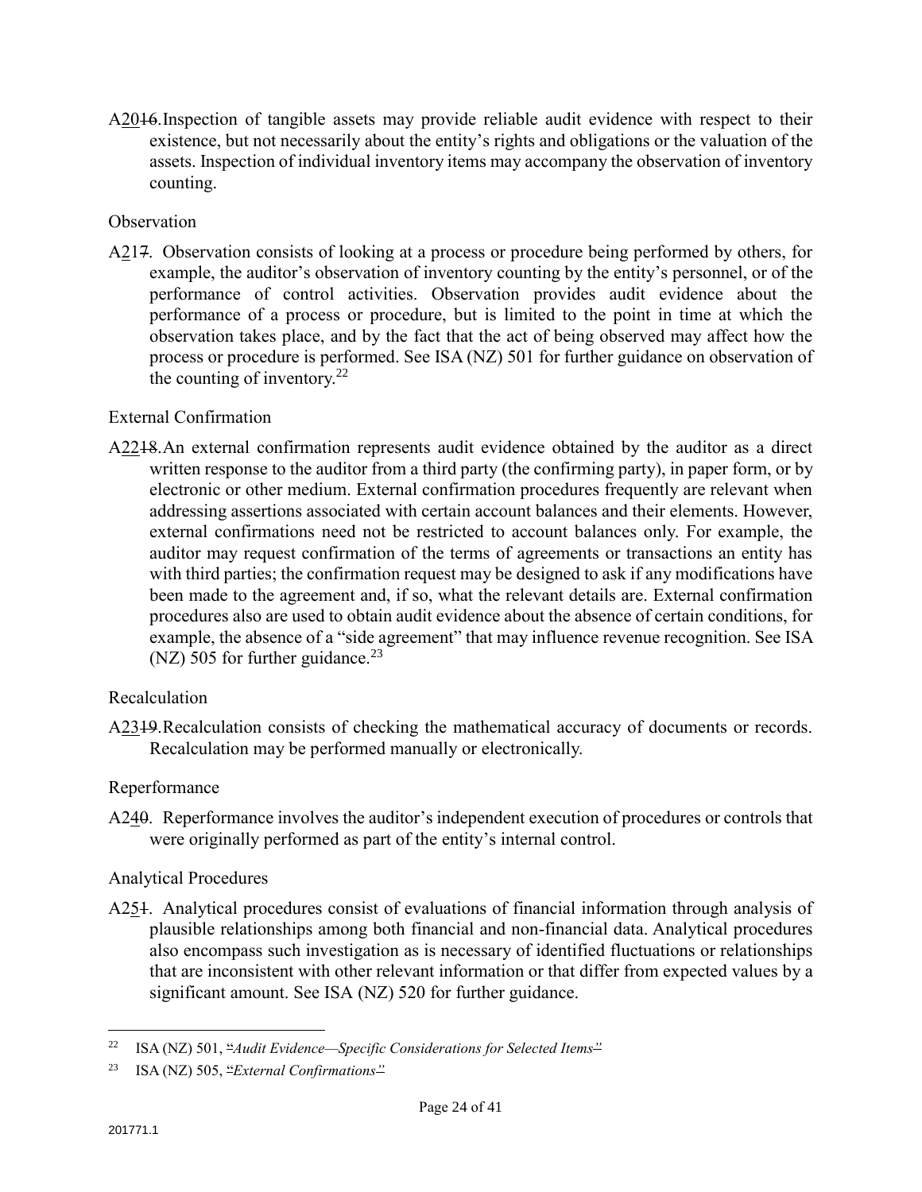A2016.Inspection of tangible assets may provide reliable audit evidence with respect to their existence, but not necessarily about the entity's rights and obligations or the valuation of the assets. Inspection of individual inventory items may accompany the observation of inventory counting.

Observation

A217. Observation consists of looking at a process or procedure being performed by others, for example, the auditor's observation of inventory counting by the entity's personnel, or of the performance of control activities. Observation provides audit evidence about the performance of a process or procedure, but is limited to the point in time at which the observation takes place, and by the fact that the act of being observed may affect how the process or procedure is performed. See ISA (NZ) 501 for further guidance on observation of the counting of inventory.[22]

External Confirmation

A2218.An external confirmation represents audit evidence obtained by the auditor as a direct written response to the auditor from a third party (the confirming party), in paper form, or by electronic or other medium. External confirmation procedures frequently are relevant when addressing assertions associated with certain account balances and their elements. However, external confirmations need not be restricted to account balances only. For example, the auditor may request confirmation of the terms of agreements or transactions an entity has with third parties; the confirmation request may be designed to ask if any modifications have been made to the agreement and, if so, what the relevant details are. External confirmation procedures also are used to obtain audit evidence about the absence of certain conditions, for example, the absence of a "side agreement" that may influence revenue recognition. See ISA (NZ) 505 for further guidance.[23]

Recalculation

A2319.Recalculation consists of checking the mathematical accuracy of documents or records. Recalculation may be performed manually or electronically.

Reperformance

A240. Reperformance involves the auditor's independent execution of procedures or controls that were originally performed as part of the entity's internal control.

Analytical Procedures

A251. Analytical procedures consist of evaluations of financial information through analysis of plausible relationships among both financial and non-financial data. Analytical procedures also encompass such investigation as is necessary of identified fluctuations or relationships that are inconsistent with other relevant information or that differ from expected values by a significant amount. See ISA (NZ) 520 for further guidance.

[22] ISA (NZ) 501, "*Audit Evidence—Specific Considerations for Selected Items*"

[23] ISA (NZ) 505, "*External Confirmations*"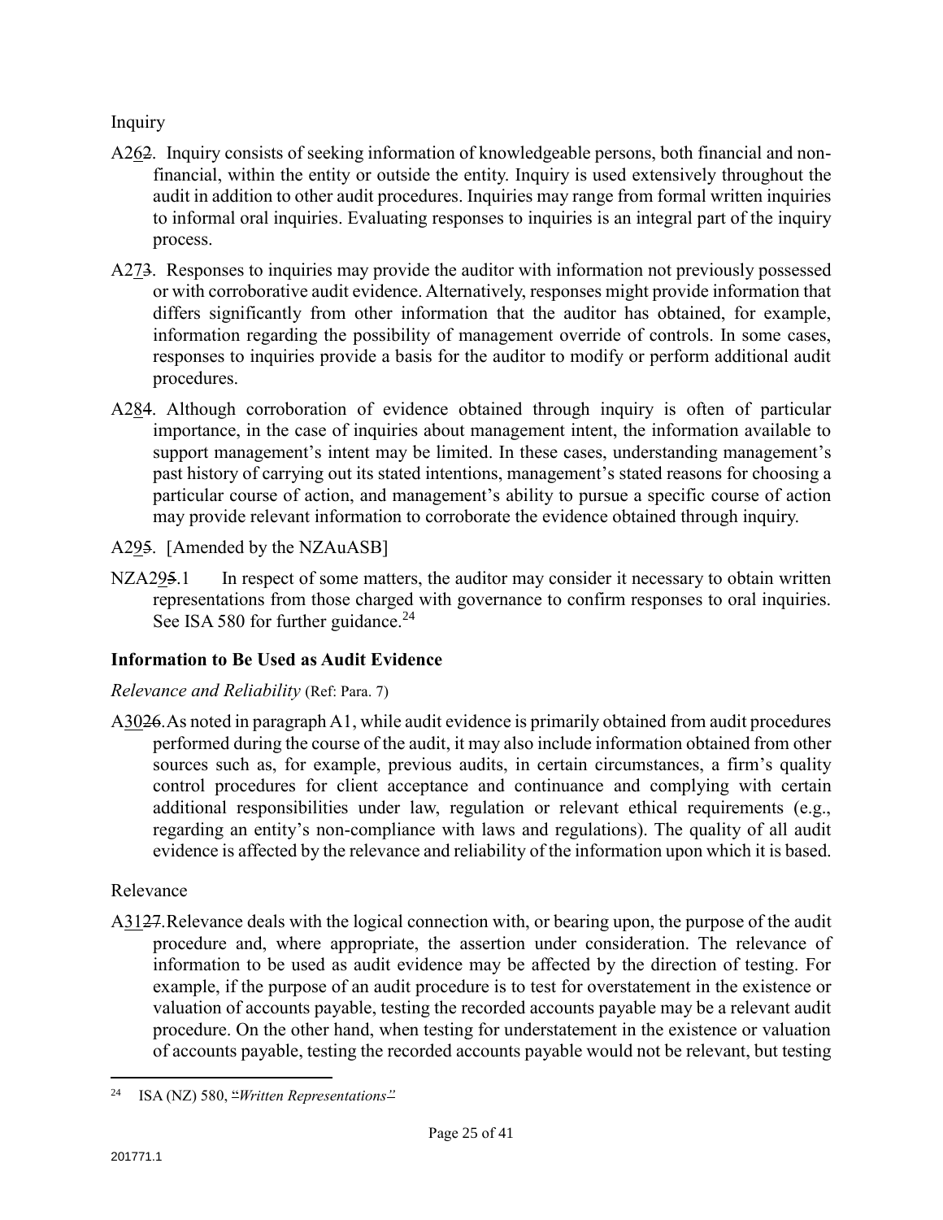Inquiry

A262. Inquiry consists of seeking information of knowledgeable persons, both financial and non-financial, within the entity or outside the entity. Inquiry is used extensively throughout the audit in addition to other audit procedures. Inquiries may range from formal written inquiries to informal oral inquiries. Evaluating responses to inquiries is an integral part of the inquiry process.

A273. Responses to inquiries may provide the auditor with information not previously possessed or with corroborative audit evidence. Alternatively, responses might provide information that differs significantly from other information that the auditor has obtained, for example, information regarding the possibility of management override of controls. In some cases, responses to inquiries provide a basis for the auditor to modify or perform additional audit procedures.

A284. Although corroboration of evidence obtained through inquiry is often of particular importance, in the case of inquiries about management intent, the information available to support management's intent may be limited. In these cases, understanding management's past history of carrying out its stated intentions, management's stated reasons for choosing a particular course of action, and management's ability to pursue a specific course of action may provide relevant information to corroborate the evidence obtained through inquiry.

A295. [Amended by the NZAuASB]

NZA295.1 In respect of some matters, the auditor may consider it necessary to obtain written representations from those charged with governance to confirm responses to oral inquiries. See ISA 580 for further guidance.[24]

## Information to Be Used as Audit Evidence

*Relevance and Reliability* (Ref: Para. 7)

A3026. As noted in paragraph A1, while audit evidence is primarily obtained from audit procedures performed during the course of the audit, it may also include information obtained from other sources such as, for example, previous audits, in certain circumstances, a firm's quality control procedures for client acceptance and continuance and complying with certain additional responsibilities under law, regulation or relevant ethical requirements (e.g., regarding an entity's non-compliance with laws and regulations). The quality of all audit evidence is affected by the relevance and reliability of the information upon which it is based.

Relevance

A3127. Relevance deals with the logical connection with, or bearing upon, the purpose of the audit procedure and, where appropriate, the assertion under consideration. The relevance of information to be used as audit evidence may be affected by the direction of testing. For example, if the purpose of an audit procedure is to test for overstatement in the existence or valuation of accounts payable, testing the recorded accounts payable may be a relevant audit procedure. On the other hand, when testing for understatement in the existence or valuation of accounts payable, testing the recorded accounts payable would not be relevant, but testing

[24] ISA (NZ) 580, "*Written Representations*"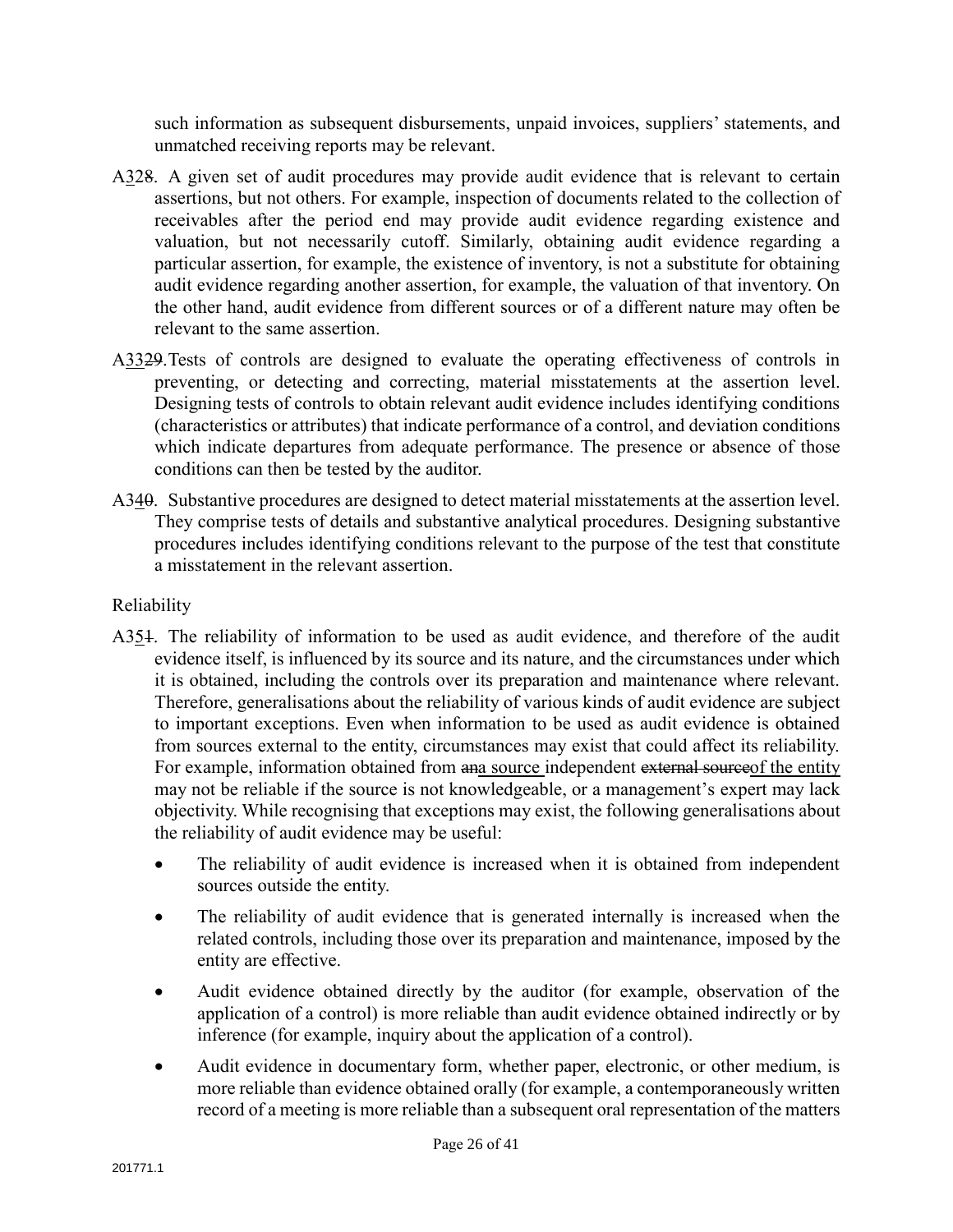such information as subsequent disbursements, unpaid invoices, suppliers' statements, and unmatched receiving reports may be relevant.

A32~~8~~. A given set of audit procedures may provide audit evidence that is relevant to certain assertions, but not others. For example, inspection of documents related to the collection of receivables after the period end may provide audit evidence regarding existence and valuation, but not necessarily cutoff. Similarly, obtaining audit evidence regarding a particular assertion, for example, the existence of inventory, is not a substitute for obtaining audit evidence regarding another assertion, for example, the valuation of that inventory. On the other hand, audit evidence from different sources or of a different nature may often be relevant to the same assertion.

A33~~29~~. Tests of controls are designed to evaluate the operating effectiveness of controls in preventing, or detecting and correcting, material misstatements at the assertion level. Designing tests of controls to obtain relevant audit evidence includes identifying conditions (characteristics or attributes) that indicate performance of a control, and deviation conditions which indicate departures from adequate performance. The presence or absence of those conditions can then be tested by the auditor.

A34~~0~~. Substantive procedures are designed to detect material misstatements at the assertion level. They comprise tests of details and substantive analytical procedures. Designing substantive procedures includes identifying conditions relevant to the purpose of the test that constitute a misstatement in the relevant assertion.

Reliability

A35~~1~~. The reliability of information to be used as audit evidence, and therefore of the audit evidence itself, is influenced by its source and its nature, and the circumstances under which it is obtained, including the controls over its preparation and maintenance where relevant. Therefore, generalisations about the reliability of various kinds of audit evidence are subject to important exceptions. Even when information to be used as audit evidence is obtained from sources external to the entity, circumstances may exist that could affect its reliability. For example, information obtained from ~~an~~a source independent ~~external source~~of the entity may not be reliable if the source is not knowledgeable, or a management's expert may lack objectivity. While recognising that exceptions may exist, the following generalisations about the reliability of audit evidence may be useful:

- The reliability of audit evidence is increased when it is obtained from independent sources outside the entity.
- The reliability of audit evidence that is generated internally is increased when the related controls, including those over its preparation and maintenance, imposed by the entity are effective.
- Audit evidence obtained directly by the auditor (for example, observation of the application of a control) is more reliable than audit evidence obtained indirectly or by inference (for example, inquiry about the application of a control).
- Audit evidence in documentary form, whether paper, electronic, or other medium, is more reliable than evidence obtained orally (for example, a contemporaneously written record of a meeting is more reliable than a subsequent oral representation of the matters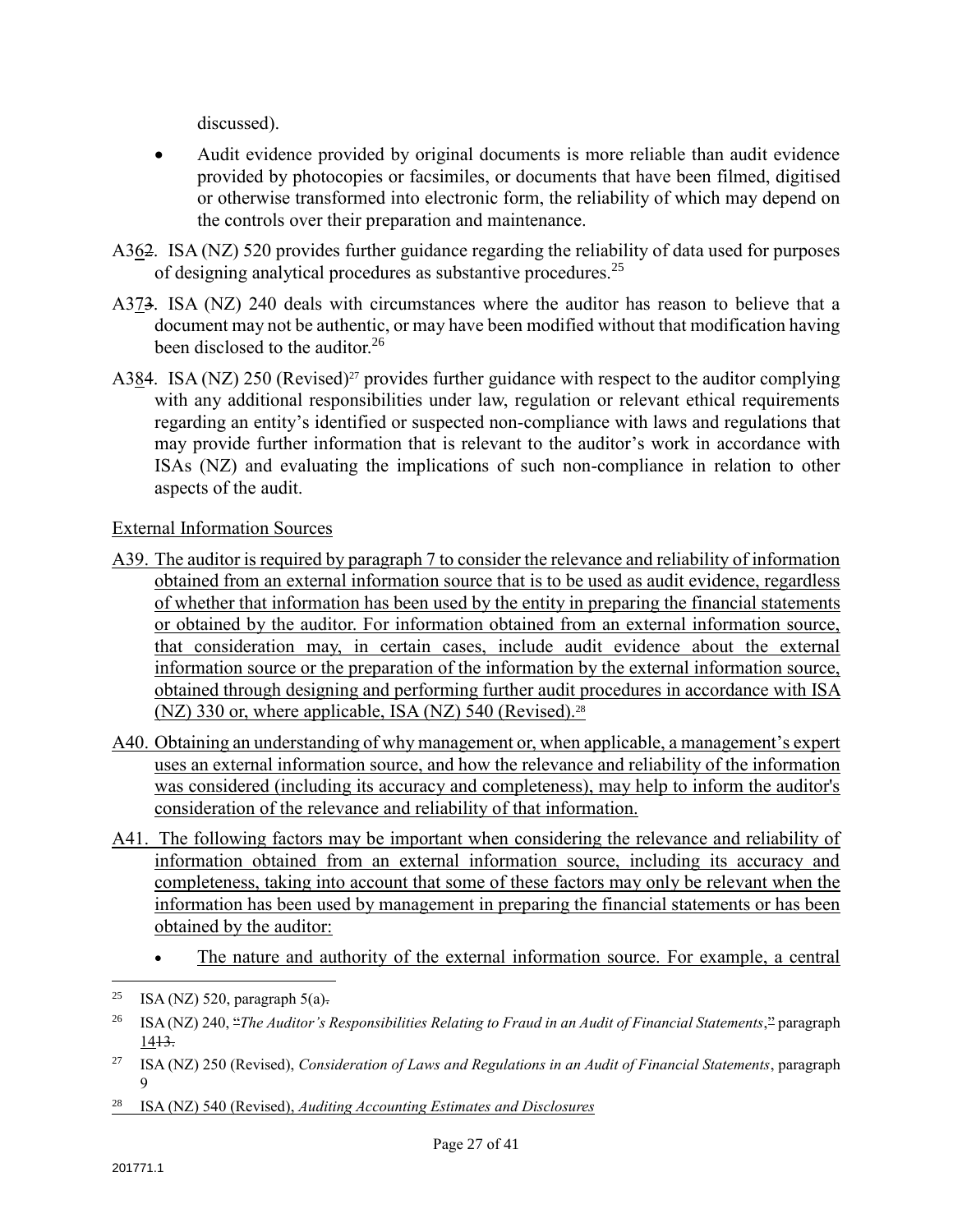discussed).

- Audit evidence provided by original documents is more reliable than audit evidence provided by photocopies or facsimiles, or documents that have been filmed, digitised or otherwise transformed into electronic form, the reliability of which may depend on the controls over their preparation and maintenance.

A362. ISA (NZ) 520 provides further guidance regarding the reliability of data used for purposes of designing analytical procedures as substantive procedures.[25]

A373. ISA (NZ) 240 deals with circumstances where the auditor has reason to believe that a document may not be authentic, or may have been modified without that modification having been disclosed to the auditor.[26]

A384. ISA (NZ) 250 (Revised)[27] provides further guidance with respect to the auditor complying with any additional responsibilities under law, regulation or relevant ethical requirements regarding an entity's identified or suspected non-compliance with laws and regulations that may provide further information that is relevant to the auditor's work in accordance with ISAs (NZ) and evaluating the implications of such non-compliance in relation to other aspects of the audit.

External Information Sources

A39. The auditor is required by paragraph 7 to consider the relevance and reliability of information obtained from an external information source that is to be used as audit evidence, regardless of whether that information has been used by the entity in preparing the financial statements or obtained by the auditor. For information obtained from an external information source, that consideration may, in certain cases, include audit evidence about the external information source or the preparation of the information by the external information source, obtained through designing and performing further audit procedures in accordance with ISA (NZ) 330 or, where applicable, ISA (NZ) 540 (Revised).[28]

A40. Obtaining an understanding of why management or, when applicable, a management's expert uses an external information source, and how the relevance and reliability of the information was considered (including its accuracy and completeness), may help to inform the auditor's consideration of the relevance and reliability of that information.

A41. The following factors may be important when considering the relevance and reliability of information obtained from an external information source, including its accuracy and completeness, taking into account that some of these factors may only be relevant when the information has been used by management in preparing the financial statements or has been obtained by the auditor:

- The nature and authority of the external information source. For example, a central

---

[25] ISA (NZ) 520, paragraph 5(a).

[26] ISA (NZ) 240, "*The Auditor's Responsibilities Relating to Fraud in an Audit of Financial Statements*," paragraph 1413.

[27] ISA (NZ) 250 (Revised), *Consideration of Laws and Regulations in an Audit of Financial Statements*, paragraph 9

[28] ISA (NZ) 540 (Revised), *Auditing Accounting Estimates and Disclosures*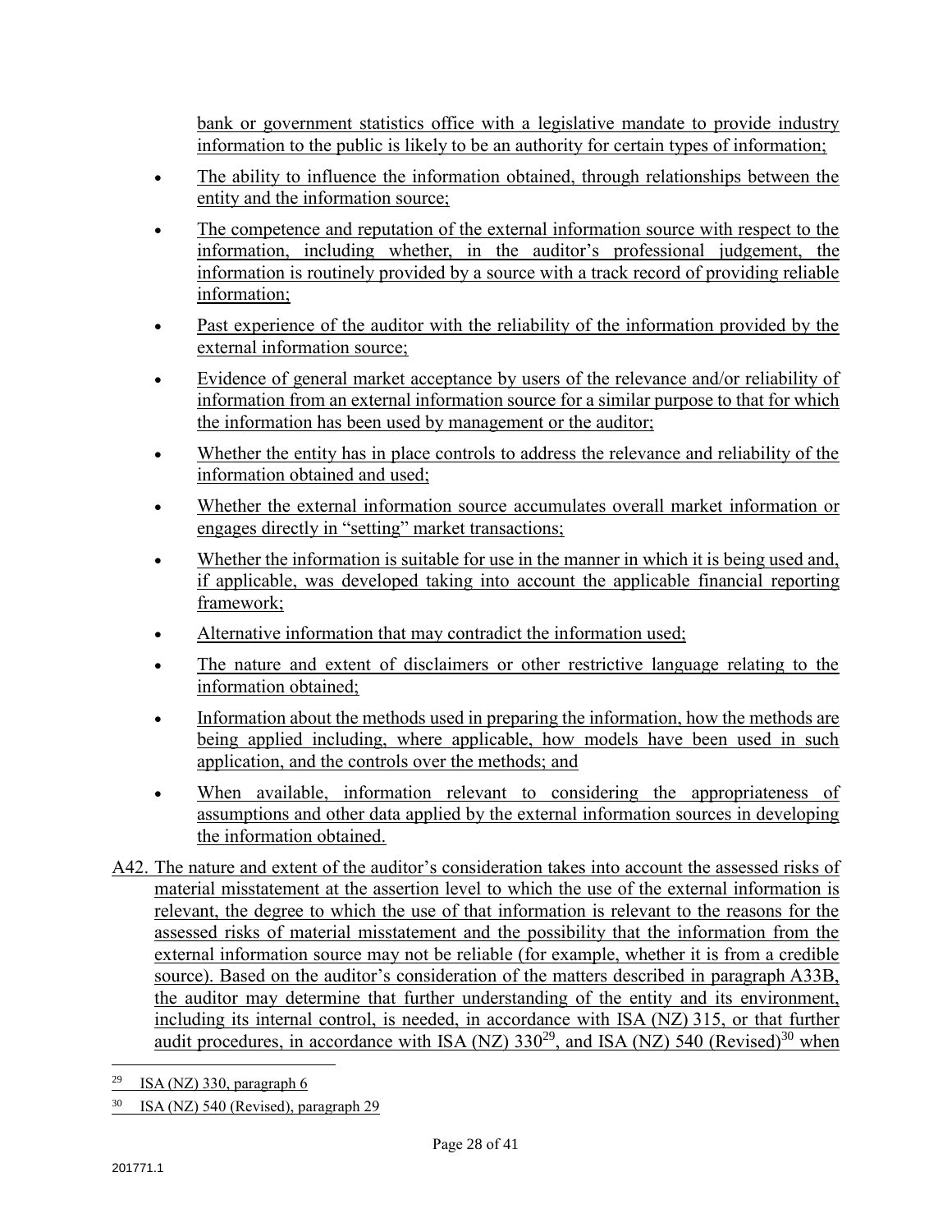bank or government statistics office with a legislative mandate to provide industry information to the public is likely to be an authority for certain types of information;

- The ability to influence the information obtained, through relationships between the entity and the information source;
- The competence and reputation of the external information source with respect to the information, including whether, in the auditor's professional judgement, the information is routinely provided by a source with a track record of providing reliable information;
- Past experience of the auditor with the reliability of the information provided by the external information source;
- Evidence of general market acceptance by users of the relevance and/or reliability of information from an external information source for a similar purpose to that for which the information has been used by management or the auditor;
- Whether the entity has in place controls to address the relevance and reliability of the information obtained and used;
- Whether the external information source accumulates overall market information or engages directly in "setting" market transactions;
- Whether the information is suitable for use in the manner in which it is being used and, if applicable, was developed taking into account the applicable financial reporting framework;
- Alternative information that may contradict the information used;
- The nature and extent of disclaimers or other restrictive language relating to the information obtained;
- Information about the methods used in preparing the information, how the methods are being applied including, where applicable, how models have been used in such application, and the controls over the methods; and
- When available, information relevant to considering the appropriateness of assumptions and other data applied by the external information sources in developing the information obtained.

A42. The nature and extent of the auditor's consideration takes into account the assessed risks of material misstatement at the assertion level to which the use of the external information is relevant, the degree to which the use of that information is relevant to the reasons for the assessed risks of material misstatement and the possibility that the information from the external information source may not be reliable (for example, whether it is from a credible source). Based on the auditor's consideration of the matters described in paragraph A33B, the auditor may determine that further understanding of the entity and its environment, including its internal control, is needed, in accordance with ISA (NZ) 315, or that further audit procedures, in accordance with ISA (NZ) 330[29], and ISA (NZ) 540 (Revised)[30] when

[29] ISA (NZ) 330, paragraph 6

[30] ISA (NZ) 540 (Revised), paragraph 29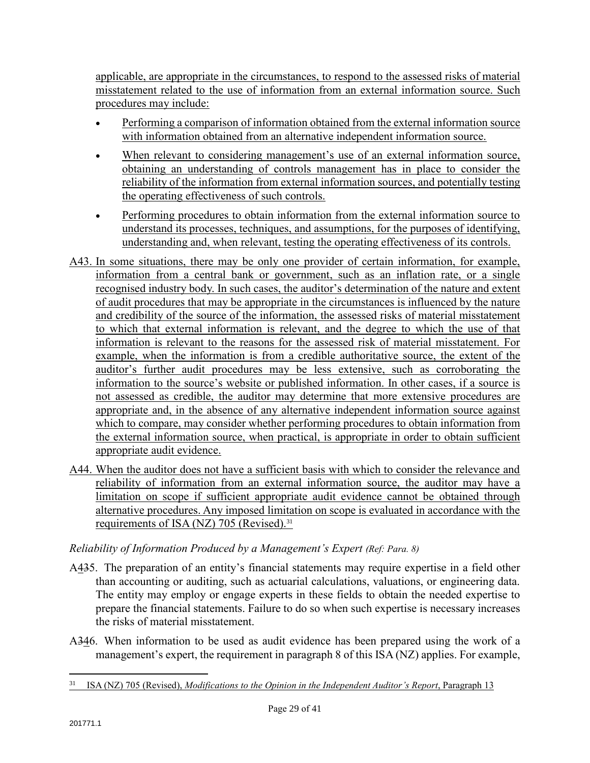applicable, are appropriate in the circumstances, to respond to the assessed risks of material misstatement related to the use of information from an external information source. Such procedures may include:

- Performing a comparison of information obtained from the external information source with information obtained from an alternative independent information source.
- When relevant to considering management's use of an external information source, obtaining an understanding of controls management has in place to consider the reliability of the information from external information sources, and potentially testing the operating effectiveness of such controls.
- Performing procedures to obtain information from the external information source to understand its processes, techniques, and assumptions, for the purposes of identifying, understanding and, when relevant, testing the operating effectiveness of its controls.

A43. In some situations, there may be only one provider of certain information, for example, information from a central bank or government, such as an inflation rate, or a single recognised industry body. In such cases, the auditor's determination of the nature and extent of audit procedures that may be appropriate in the circumstances is influenced by the nature and credibility of the source of the information, the assessed risks of material misstatement to which that external information is relevant, and the degree to which the use of that information is relevant to the reasons for the assessed risk of material misstatement. For example, when the information is from a credible authoritative source, the extent of the auditor's further audit procedures may be less extensive, such as corroborating the information to the source's website or published information. In other cases, if a source is not assessed as credible, the auditor may determine that more extensive procedures are appropriate and, in the absence of any alternative independent information source against which to compare, may consider whether performing procedures to obtain information from the external information source, when practical, is appropriate in order to obtain sufficient appropriate audit evidence.

A44. When the auditor does not have a sufficient basis with which to consider the relevance and reliability of information from an external information source, the auditor may have a limitation on scope if sufficient appropriate audit evidence cannot be obtained through alternative procedures. Any imposed limitation on scope is evaluated in accordance with the requirements of ISA (NZ) 705 (Revised).[31]

*Reliability of Information Produced by a Management's Expert (Ref: Para. 8)*

A435. The preparation of an entity's financial statements may require expertise in a field other than accounting or auditing, such as actuarial calculations, valuations, or engineering data. The entity may employ or engage experts in these fields to obtain the needed expertise to prepare the financial statements. Failure to do so when such expertise is necessary increases the risks of material misstatement.

A346. When information to be used as audit evidence has been prepared using the work of a management's expert, the requirement in paragraph 8 of this ISA (NZ) applies. For example,

[31] ISA (NZ) 705 (Revised), *Modifications to the Opinion in the Independent Auditor's Report*, Paragraph 13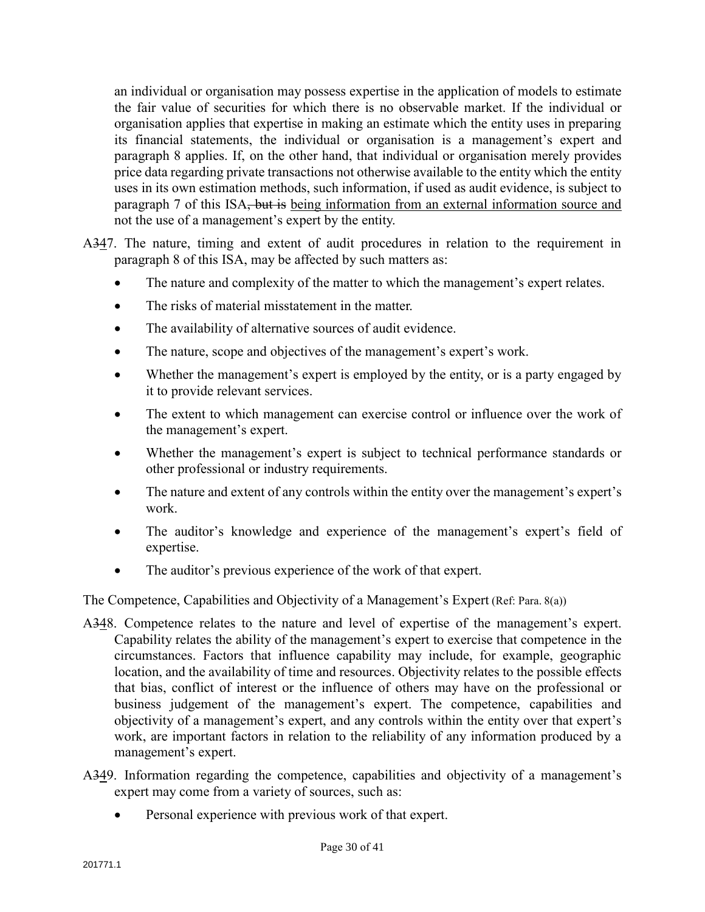an individual or organisation may possess expertise in the application of models to estimate the fair value of securities for which there is no observable market. If the individual or organisation applies that expertise in making an estimate which the entity uses in preparing its financial statements, the individual or organisation is a management's expert and paragraph 8 applies. If, on the other hand, that individual or organisation merely provides price data regarding private transactions not otherwise available to the entity which the entity uses in its own estimation methods, such information, if used as audit evidence, is subject to paragraph 7 of this ISA~~, but is~~ being information from an external information source and not the use of a management's expert by the entity.

A~~3~~47. The nature, timing and extent of audit procedures in relation to the requirement in paragraph 8 of this ISA, may be affected by such matters as:

- The nature and complexity of the matter to which the management's expert relates.
- The risks of material misstatement in the matter.
- The availability of alternative sources of audit evidence.
- The nature, scope and objectives of the management's expert's work.
- Whether the management's expert is employed by the entity, or is a party engaged by it to provide relevant services.
- The extent to which management can exercise control or influence over the work of the management's expert.
- Whether the management's expert is subject to technical performance standards or other professional or industry requirements.
- The nature and extent of any controls within the entity over the management's expert's work.
- The auditor's knowledge and experience of the management's expert's field of expertise.
- The auditor's previous experience of the work of that expert.

The Competence, Capabilities and Objectivity of a Management's Expert (Ref: Para. 8(a))

A~~3~~48. Competence relates to the nature and level of expertise of the management's expert. Capability relates the ability of the management's expert to exercise that competence in the circumstances. Factors that influence capability may include, for example, geographic location, and the availability of time and resources. Objectivity relates to the possible effects that bias, conflict of interest or the influence of others may have on the professional or business judgement of the management's expert. The competence, capabilities and objectivity of a management's expert, and any controls within the entity over that expert's work, are important factors in relation to the reliability of any information produced by a management's expert.

A~~3~~49. Information regarding the competence, capabilities and objectivity of a management's expert may come from a variety of sources, such as:

- Personal experience with previous work of that expert.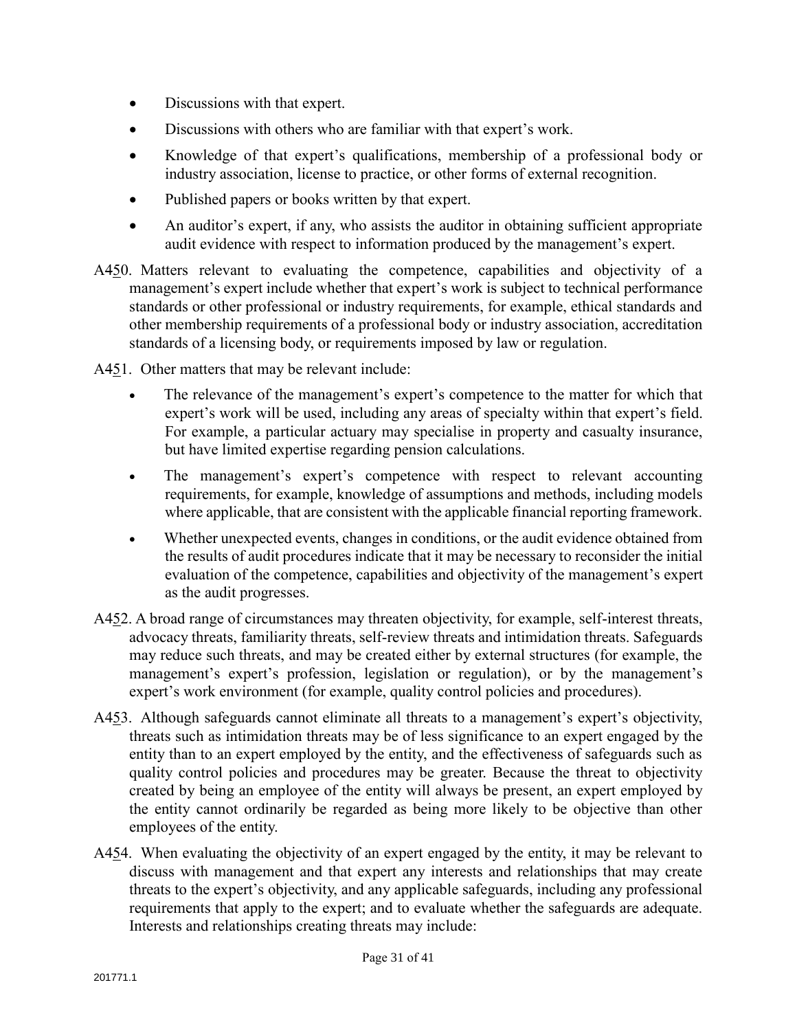- Discussions with that expert.
- Discussions with others who are familiar with that expert's work.
- Knowledge of that expert's qualifications, membership of a professional body or industry association, license to practice, or other forms of external recognition.
- Published papers or books written by that expert.
- An auditor's expert, if any, who assists the auditor in obtaining sufficient appropriate audit evidence with respect to information produced by the management's expert.

A450. Matters relevant to evaluating the competence, capabilities and objectivity of a management's expert include whether that expert's work is subject to technical performance standards or other professional or industry requirements, for example, ethical standards and other membership requirements of a professional body or industry association, accreditation standards of a licensing body, or requirements imposed by law or regulation.

A451. Other matters that may be relevant include:

- The relevance of the management's expert's competence to the matter for which that expert's work will be used, including any areas of specialty within that expert's field. For example, a particular actuary may specialise in property and casualty insurance, but have limited expertise regarding pension calculations.
- The management's expert's competence with respect to relevant accounting requirements, for example, knowledge of assumptions and methods, including models where applicable, that are consistent with the applicable financial reporting framework.
- Whether unexpected events, changes in conditions, or the audit evidence obtained from the results of audit procedures indicate that it may be necessary to reconsider the initial evaluation of the competence, capabilities and objectivity of the management's expert as the audit progresses.

A452. A broad range of circumstances may threaten objectivity, for example, self-interest threats, advocacy threats, familiarity threats, self-review threats and intimidation threats. Safeguards may reduce such threats, and may be created either by external structures (for example, the management's expert's profession, legislation or regulation), or by the management's expert's work environment (for example, quality control policies and procedures).

A453. Although safeguards cannot eliminate all threats to a management's expert's objectivity, threats such as intimidation threats may be of less significance to an expert engaged by the entity than to an expert employed by the entity, and the effectiveness of safeguards such as quality control policies and procedures may be greater. Because the threat to objectivity created by being an employee of the entity will always be present, an expert employed by the entity cannot ordinarily be regarded as being more likely to be objective than other employees of the entity.

A454. When evaluating the objectivity of an expert engaged by the entity, it may be relevant to discuss with management and that expert any interests and relationships that may create threats to the expert's objectivity, and any applicable safeguards, including any professional requirements that apply to the expert; and to evaluate whether the safeguards are adequate. Interests and relationships creating threats may include: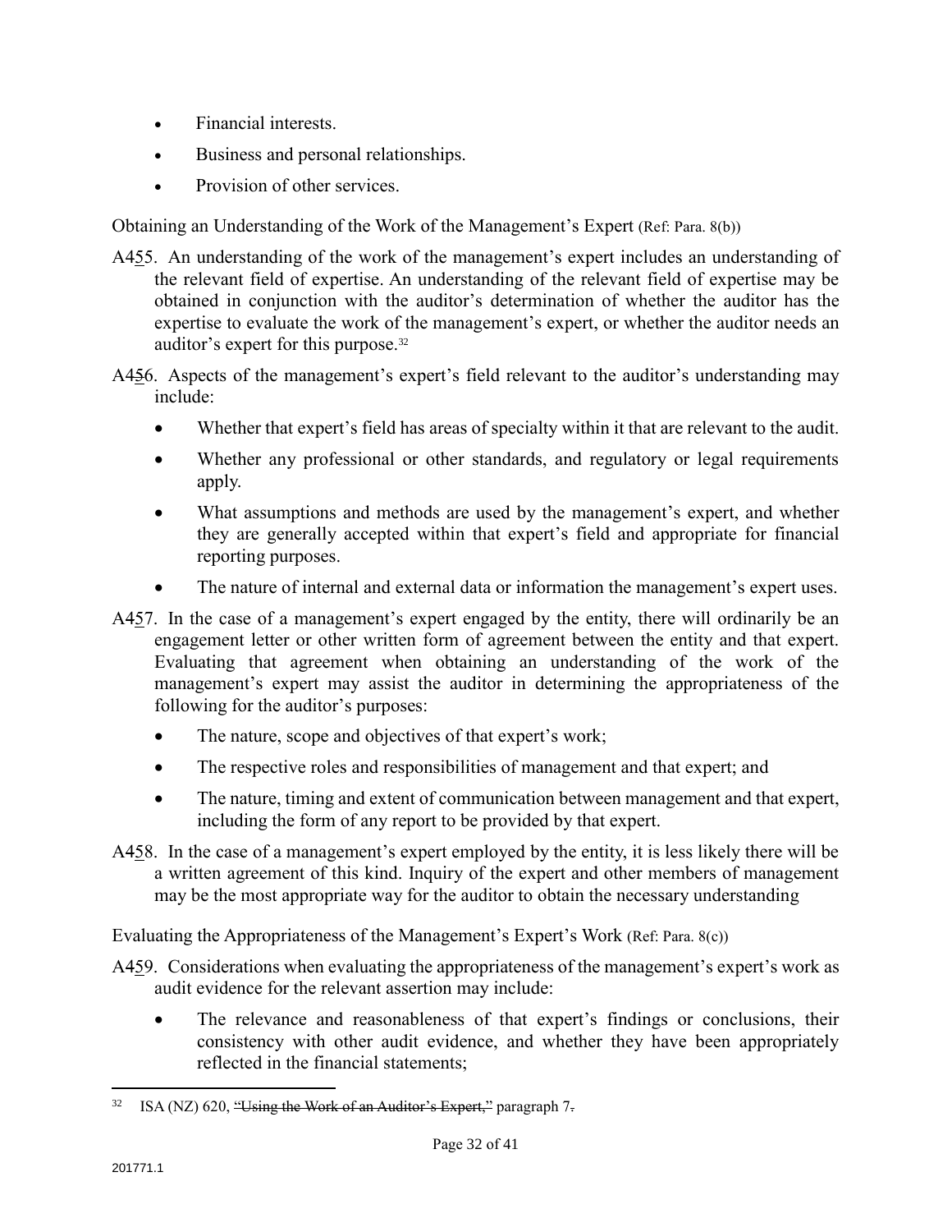- Financial interests.
- Business and personal relationships.
- Provision of other services.

Obtaining an Understanding of the Work of the Management's Expert (Ref: Para. 8(b))

A455. An understanding of the work of the management's expert includes an understanding of the relevant field of expertise. An understanding of the relevant field of expertise may be obtained in conjunction with the auditor's determination of whether the auditor has the expertise to evaluate the work of the management's expert, or whether the auditor needs an auditor's expert for this purpose.[32]

A456. Aspects of the management's expert's field relevant to the auditor's understanding may include:

- Whether that expert's field has areas of specialty within it that are relevant to the audit.
- Whether any professional or other standards, and regulatory or legal requirements apply.
- What assumptions and methods are used by the management's expert, and whether they are generally accepted within that expert's field and appropriate for financial reporting purposes.
- The nature of internal and external data or information the management's expert uses.

A457. In the case of a management's expert engaged by the entity, there will ordinarily be an engagement letter or other written form of agreement between the entity and that expert. Evaluating that agreement when obtaining an understanding of the work of the management's expert may assist the auditor in determining the appropriateness of the following for the auditor's purposes:

- The nature, scope and objectives of that expert's work;
- The respective roles and responsibilities of management and that expert; and
- The nature, timing and extent of communication between management and that expert, including the form of any report to be provided by that expert.

A458. In the case of a management's expert employed by the entity, it is less likely there will be a written agreement of this kind. Inquiry of the expert and other members of management may be the most appropriate way for the auditor to obtain the necessary understanding

Evaluating the Appropriateness of the Management's Expert's Work (Ref: Para. 8(c))

A459. Considerations when evaluating the appropriateness of the management's expert's work as audit evidence for the relevant assertion may include:

- The relevance and reasonableness of that expert's findings or conclusions, their consistency with other audit evidence, and whether they have been appropriately reflected in the financial statements;

---

[32] ISA (NZ) 620, ~~"Using the Work of an Auditor's Expert,"~~ paragraph 7~~.~~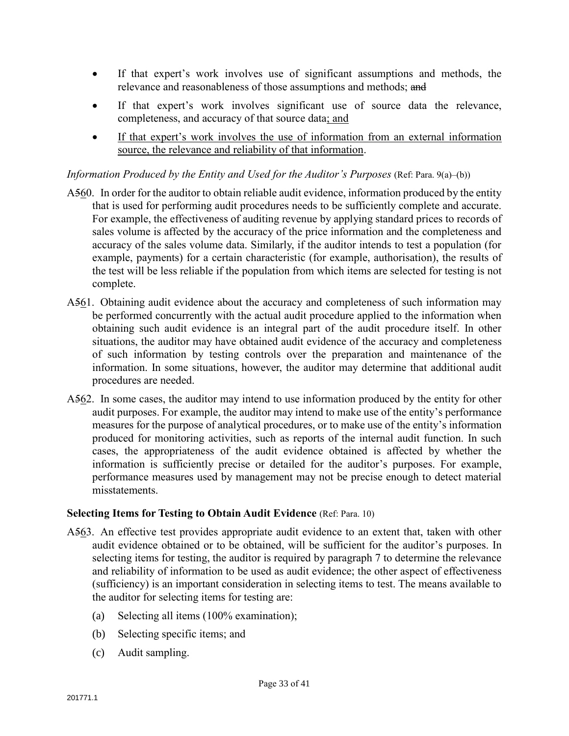- If that expert's work involves use of significant assumptions and methods, the relevance and reasonableness of those assumptions and methods; ~~and~~
- If that expert's work involves significant use of source data the relevance, completeness, and accuracy of that source data; and
- If that expert's work involves the use of information from an external information source, the relevance and reliability of that information.

*Information Produced by the Entity and Used for the Auditor's Purposes* (Ref: Para. 9(a)–(b))

A~~5~~60. In order for the auditor to obtain reliable audit evidence, information produced by the entity that is used for performing audit procedures needs to be sufficiently complete and accurate. For example, the effectiveness of auditing revenue by applying standard prices to records of sales volume is affected by the accuracy of the price information and the completeness and accuracy of the sales volume data. Similarly, if the auditor intends to test a population (for example, payments) for a certain characteristic (for example, authorisation), the results of the test will be less reliable if the population from which items are selected for testing is not complete.

A~~5~~61. Obtaining audit evidence about the accuracy and completeness of such information may be performed concurrently with the actual audit procedure applied to the information when obtaining such audit evidence is an integral part of the audit procedure itself. In other situations, the auditor may have obtained audit evidence of the accuracy and completeness of such information by testing controls over the preparation and maintenance of the information. In some situations, however, the auditor may determine that additional audit procedures are needed.

A~~5~~62. In some cases, the auditor may intend to use information produced by the entity for other audit purposes. For example, the auditor may intend to make use of the entity's performance measures for the purpose of analytical procedures, or to make use of the entity's information produced for monitoring activities, such as reports of the internal audit function. In such cases, the appropriateness of the audit evidence obtained is affected by whether the information is sufficiently precise or detailed for the auditor's purposes. For example, performance measures used by management may not be precise enough to detect material misstatements.

**Selecting Items for Testing to Obtain Audit Evidence** (Ref: Para. 10)

A~~5~~63. An effective test provides appropriate audit evidence to an extent that, taken with other audit evidence obtained or to be obtained, will be sufficient for the auditor's purposes. In selecting items for testing, the auditor is required by paragraph 7 to determine the relevance and reliability of information to be used as audit evidence; the other aspect of effectiveness (sufficiency) is an important consideration in selecting items to test. The means available to the auditor for selecting items for testing are:

(a) Selecting all items (100% examination);

(b) Selecting specific items; and

(c) Audit sampling.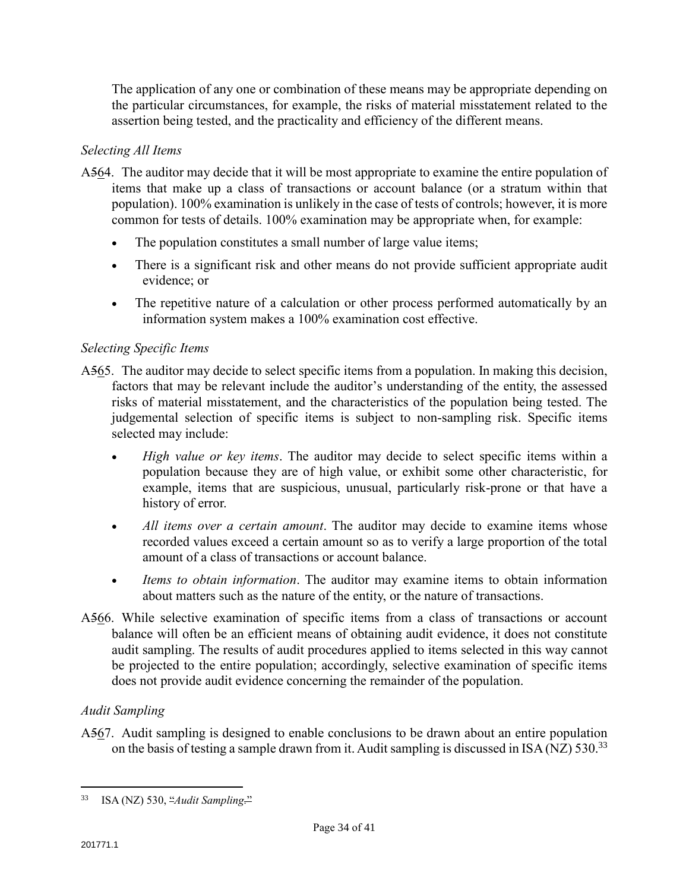The application of any one or combination of these means may be appropriate depending on the particular circumstances, for example, the risks of material misstatement related to the assertion being tested, and the practicality and efficiency of the different means.

*Selecting All Items*

A564. The auditor may decide that it will be most appropriate to examine the entire population of items that make up a class of transactions or account balance (or a stratum within that population). 100% examination is unlikely in the case of tests of controls; however, it is more common for tests of details. 100% examination may be appropriate when, for example:

- The population constitutes a small number of large value items;
- There is a significant risk and other means do not provide sufficient appropriate audit evidence; or
- The repetitive nature of a calculation or other process performed automatically by an information system makes a 100% examination cost effective.

*Selecting Specific Items*

A565. The auditor may decide to select specific items from a population. In making this decision, factors that may be relevant include the auditor's understanding of the entity, the assessed risks of material misstatement, and the characteristics of the population being tested. The judgemental selection of specific items is subject to non-sampling risk. Specific items selected may include:

- *High value or key items*. The auditor may decide to select specific items within a population because they are of high value, or exhibit some other characteristic, for example, items that are suspicious, unusual, particularly risk-prone or that have a history of error.
- *All items over a certain amount*. The auditor may decide to examine items whose recorded values exceed a certain amount so as to verify a large proportion of the total amount of a class of transactions or account balance.
- *Items to obtain information*. The auditor may examine items to obtain information about matters such as the nature of the entity, or the nature of transactions.

A566. While selective examination of specific items from a class of transactions or account balance will often be an efficient means of obtaining audit evidence, it does not constitute audit sampling. The results of audit procedures applied to items selected in this way cannot be projected to the entire population; accordingly, selective examination of specific items does not provide audit evidence concerning the remainder of the population.

*Audit Sampling*

A567. Audit sampling is designed to enable conclusions to be drawn about an entire population on the basis of testing a sample drawn from it. Audit sampling is discussed in ISA (NZ) 530.[33]

---

[33] ISA (NZ) 530, "*Audit Sampling*."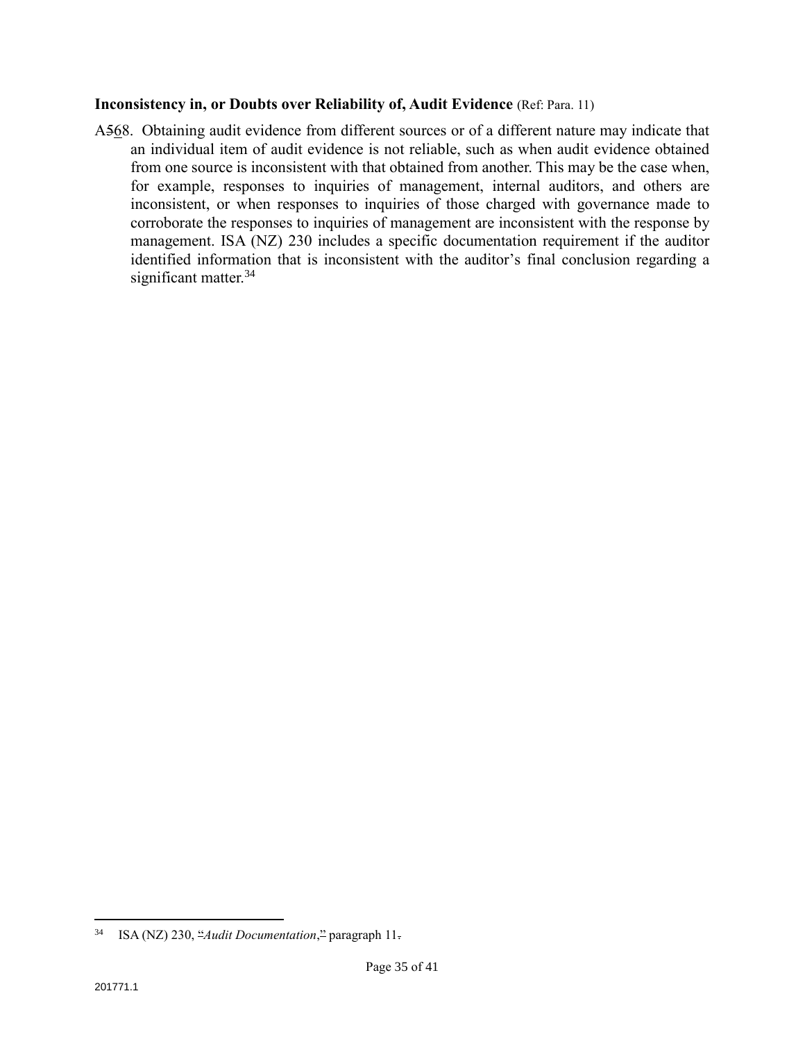**Inconsistency in, or Doubts over Reliability of, Audit Evidence** (Ref: Para. 11)

A568. Obtaining audit evidence from different sources or of a different nature may indicate that an individual item of audit evidence is not reliable, such as when audit evidence obtained from one source is inconsistent with that obtained from another. This may be the case when, for example, responses to inquiries of management, internal auditors, and others are inconsistent, or when responses to inquiries of those charged with governance made to corroborate the responses to inquiries of management are inconsistent with the response by management. ISA (NZ) 230 includes a specific documentation requirement if the auditor identified information that is inconsistent with the auditor's final conclusion regarding a significant matter.[34]

---

[34] ISA (NZ) 230, "*Audit Documentation*," paragraph 11.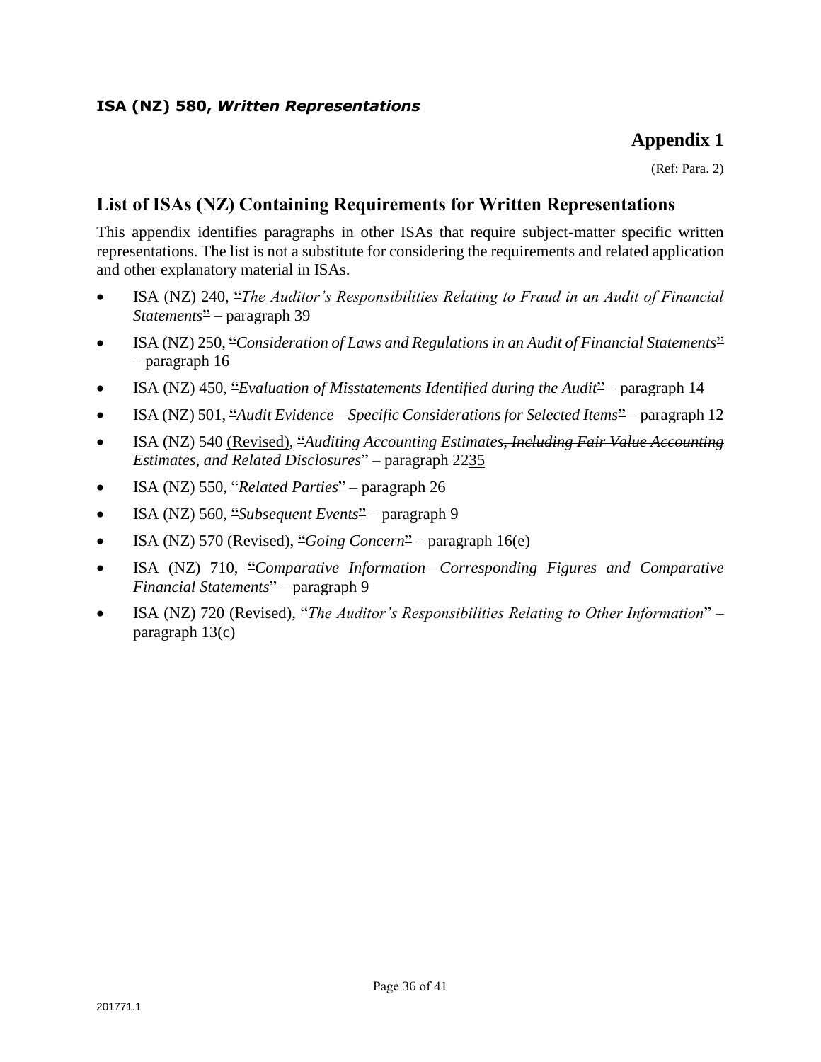# Appendix 1

(Ref: Para. 2)

## List of ISAs (NZ) Containing Requirements for Written Representations

This appendix identifies paragraphs in other ISAs that require subject-matter specific written representations. The list is not a substitute for considering the requirements and related application and other explanatory material in ISAs.

- ISA (NZ) 240, ~~“~~*The Auditor’s Responsibilities Relating to Fraud in an Audit of Financial Statements*~~”~~ – paragraph 39
- ISA (NZ) 250, ~~“~~*Consideration of Laws and Regulations in an Audit of Financial Statements*~~”~~ – paragraph 16
- ISA (NZ) 450, ~~“~~*Evaluation of Misstatements Identified during the Audit*~~”~~ – paragraph 14
- ISA (NZ) 501, ~~“~~*Audit Evidence—Specific Considerations for Selected Items*~~”~~ – paragraph 12
- ISA (NZ) 540 <u>(Revised)</u>, ~~“~~*Auditing Accounting Estimates~~, Including Fair Value Accounting Estimates,~~ and Related Disclosures*~~”~~ – paragraph ~~22~~<u>35</u>
- ISA (NZ) 550, ~~“~~*Related Parties*~~”~~ – paragraph 26
- ISA (NZ) 560, ~~“~~*Subsequent Events*~~”~~ – paragraph 9
- ISA (NZ) 570 (Revised), ~~“~~*Going Concern*~~”~~ – paragraph 16(e)
- ISA (NZ) 710, ~~“~~*Comparative Information—Corresponding Figures and Comparative Financial Statements*~~”~~ – paragraph 9
- ISA (NZ) 720 (Revised), ~~“~~*The Auditor’s Responsibilities Relating to Other Information*~~”~~ – paragraph 13(c)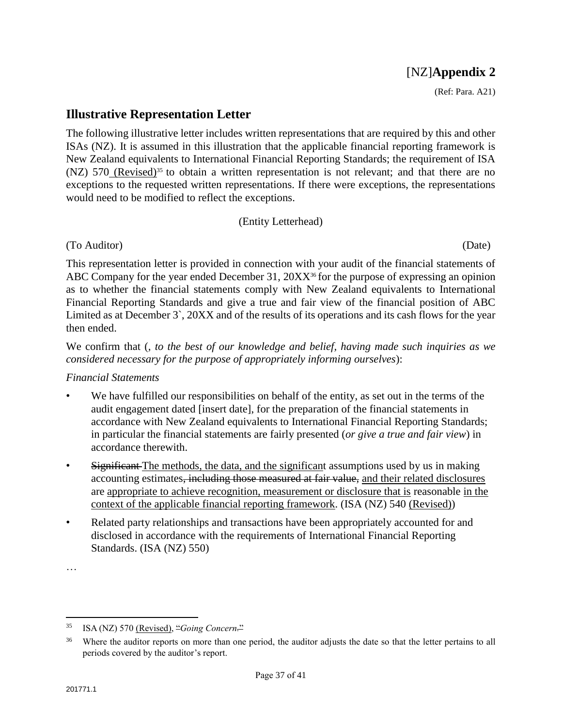# [NZ]**Appendix 2**

(Ref: Para. A21)

## Illustrative Representation Letter

The following illustrative letter includes written representations that are required by this and other ISAs (NZ). It is assumed in this illustration that the applicable financial reporting framework is New Zealand equivalents to International Financial Reporting Standards; the requirement of ISA (NZ) 570 (Revised)[35] to obtain a written representation is not relevant; and that there are no exceptions to the requested written representations. If there were exceptions, the representations would need to be modified to reflect the exceptions.

(Entity Letterhead)

(To Auditor) (Date)

This representation letter is provided in connection with your audit of the financial statements of ABC Company for the year ended December 31, 20XX[36] for the purpose of expressing an opinion as to whether the financial statements comply with New Zealand equivalents to International Financial Reporting Standards and give a true and fair view of the financial position of ABC Limited as at December 3`, 20XX and of the results of its operations and its cash flows for the year then ended.

We confirm that (*, to the best of our knowledge and belief, having made such inquiries as we considered necessary for the purpose of appropriately informing ourselves*):

*Financial Statements*

- We have fulfilled our responsibilities on behalf of the entity, as set out in the terms of the audit engagement dated [insert date], for the preparation of the financial statements in accordance with New Zealand equivalents to International Financial Reporting Standards; in particular the financial statements are fairly presented (*or give a true and fair view*) in accordance therewith.
- ~~Significant~~ The methods, the data, and the significant assumptions used by us in making accounting estimates~~, including those measured at fair value,~~ and their related disclosures are appropriate to achieve recognition, measurement or disclosure that is reasonable in the context of the applicable financial reporting framework. (ISA (NZ) 540 (Revised))
- Related party relationships and transactions have been appropriately accounted for and disclosed in accordance with the requirements of International Financial Reporting Standards. (ISA (NZ) 550)

…

---

[35] ISA (NZ) 570 (Revised), ~~"~~*Going Concern*~~."~~

[36] Where the auditor reports on more than one period, the auditor adjusts the date so that the letter pertains to all periods covered by the auditor's report.

201771.1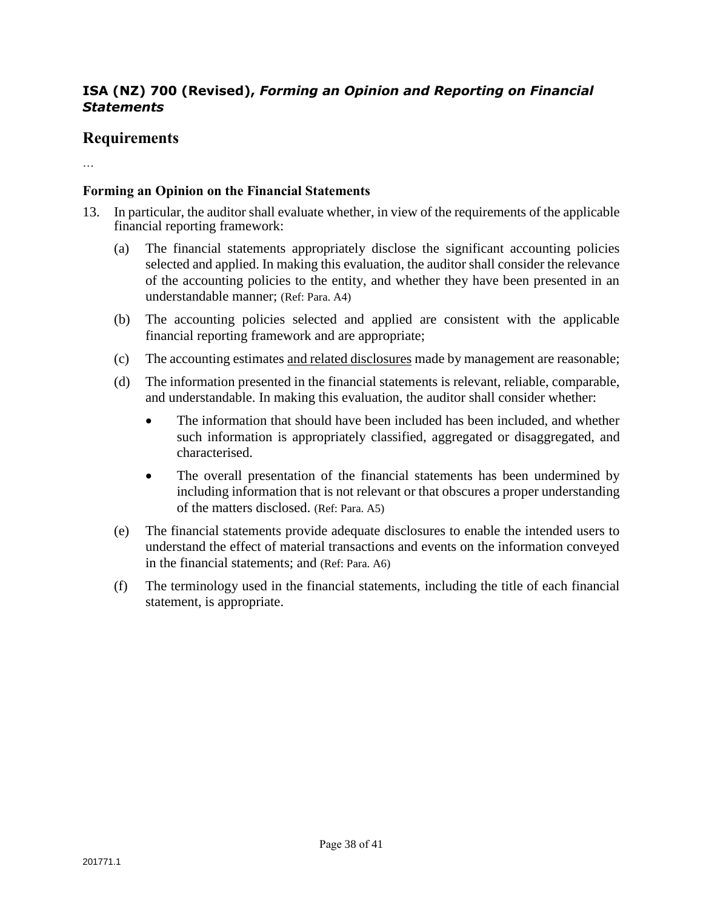### **ISA (NZ) 700 (Revised),** ***Forming an Opinion and Reporting on Financial Statements***

## Requirements

…

### Forming an Opinion on the Financial Statements

13. In particular, the auditor shall evaluate whether, in view of the requirements of the applicable financial reporting framework:

    (a) The financial statements appropriately disclose the significant accounting policies selected and applied. In making this evaluation, the auditor shall consider the relevance of the accounting policies to the entity, and whether they have been presented in an understandable manner; (Ref: Para. A4)

    (b) The accounting policies selected and applied are consistent with the applicable financial reporting framework and are appropriate;

    (c) The accounting estimates <u>and related disclosures</u> made by management are reasonable;

    (d) The information presented in the financial statements is relevant, reliable, comparable, and understandable. In making this evaluation, the auditor shall consider whether:

    - The information that should have been included has been included, and whether such information is appropriately classified, aggregated or disaggregated, and characterised.
    - The overall presentation of the financial statements has been undermined by including information that is not relevant or that obscures a proper understanding of the matters disclosed. (Ref: Para. A5)

    (e) The financial statements provide adequate disclosures to enable the intended users to understand the effect of material transactions and events on the information conveyed in the financial statements; and (Ref: Para. A6)

    (f) The terminology used in the financial statements, including the title of each financial statement, is appropriate.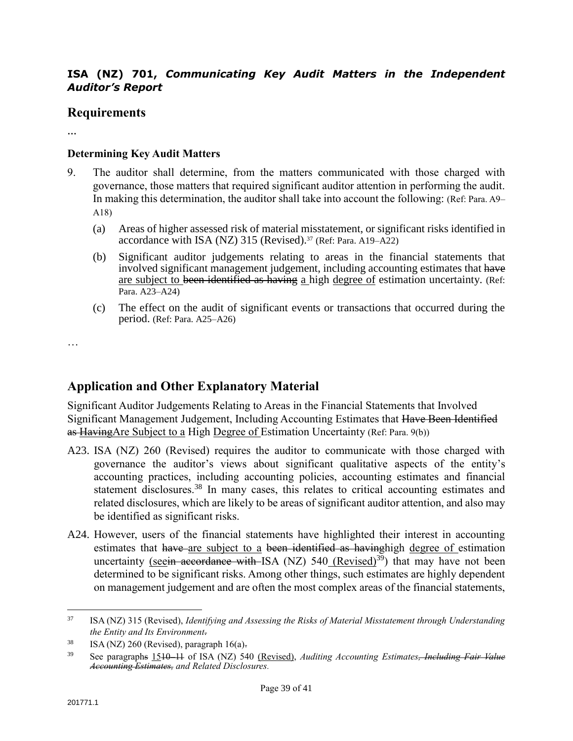### ISA (NZ) 701, *Communicating Key Audit Matters in the Independent Auditor's Report*

## Requirements

…

### Determining Key Audit Matters

9. The auditor shall determine, from the matters communicated with those charged with governance, those matters that required significant auditor attention in performing the audit. In making this determination, the auditor shall take into account the following: (Ref: Para. A9–A18)

   (a) Areas of higher assessed risk of material misstatement, or significant risks identified in accordance with ISA (NZ) 315 (Revised).[37] (Ref: Para. A19–A22)

   (b) Significant auditor judgements relating to areas in the financial statements that involved significant management judgement, including accounting estimates that ~~have~~ <u>are subject to</u> ~~been identified as having~~ <u>a</u> high <u>degree of</u> estimation uncertainty. (Ref: Para. A23–A24)

   (c) The effect on the audit of significant events or transactions that occurred during the period. (Ref: Para. A25–A26)

…

## Application and Other Explanatory Material

Significant Auditor Judgements Relating to Areas in the Financial Statements that Involved Significant Management Judgement, Including Accounting Estimates that ~~Have Been Identified as Having~~<u>Are Subject to a</u> High <u>Degree of</u> Estimation Uncertainty (Ref: Para. 9(b))

A23. ISA (NZ) 260 (Revised) requires the auditor to communicate with those charged with governance the auditor's views about significant qualitative aspects of the entity's accounting practices, including accounting policies, accounting estimates and financial statement disclosures.[38] In many cases, this relates to critical accounting estimates and related disclosures, which are likely to be areas of significant auditor attention, and also may be identified as significant risks.

A24. However, users of the financial statements have highlighted their interest in accounting estimates that ~~have~~ <u>are subject to a</u> ~~been identified as having~~high <u>degree of</u> estimation uncertainty <u>(see</u>~~in accordance with~~ ISA (NZ) 540 <u>(Revised)</u>[39]) that may have not been determined to be significant risks. Among other things, such estimates are highly dependent on management judgement and are often the most complex areas of the financial statements,

---

[37] ISA (NZ) 315 (Revised), *Identifying and Assessing the Risks of Material Misstatement through Understanding the Entity and Its Environment*~~.~~

[38] ISA (NZ) 260 (Revised), paragraph 16(a)~~.~~

[39] See paragraph~~s~~ <u>15</u>~~10–11~~ of ISA (NZ) 540 <u>(Revised)</u>, *Auditing Accounting Estimates*~~, *Including Fair Value Accounting Estimates,*~~ *and Related Disclosures*.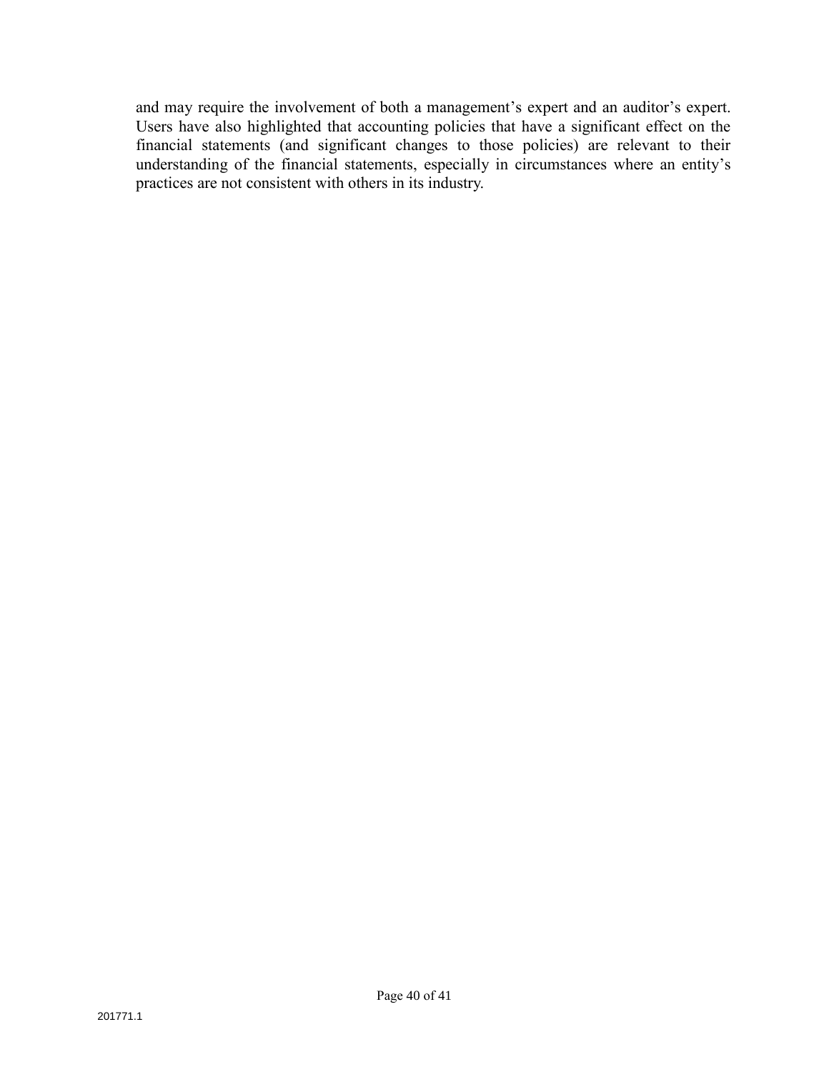and may require the involvement of both a management's expert and an auditor's expert. Users have also highlighted that accounting policies that have a significant effect on the financial statements (and significant changes to those policies) are relevant to their understanding of the financial statements, especially in circumstances where an entity's practices are not consistent with others in its industry.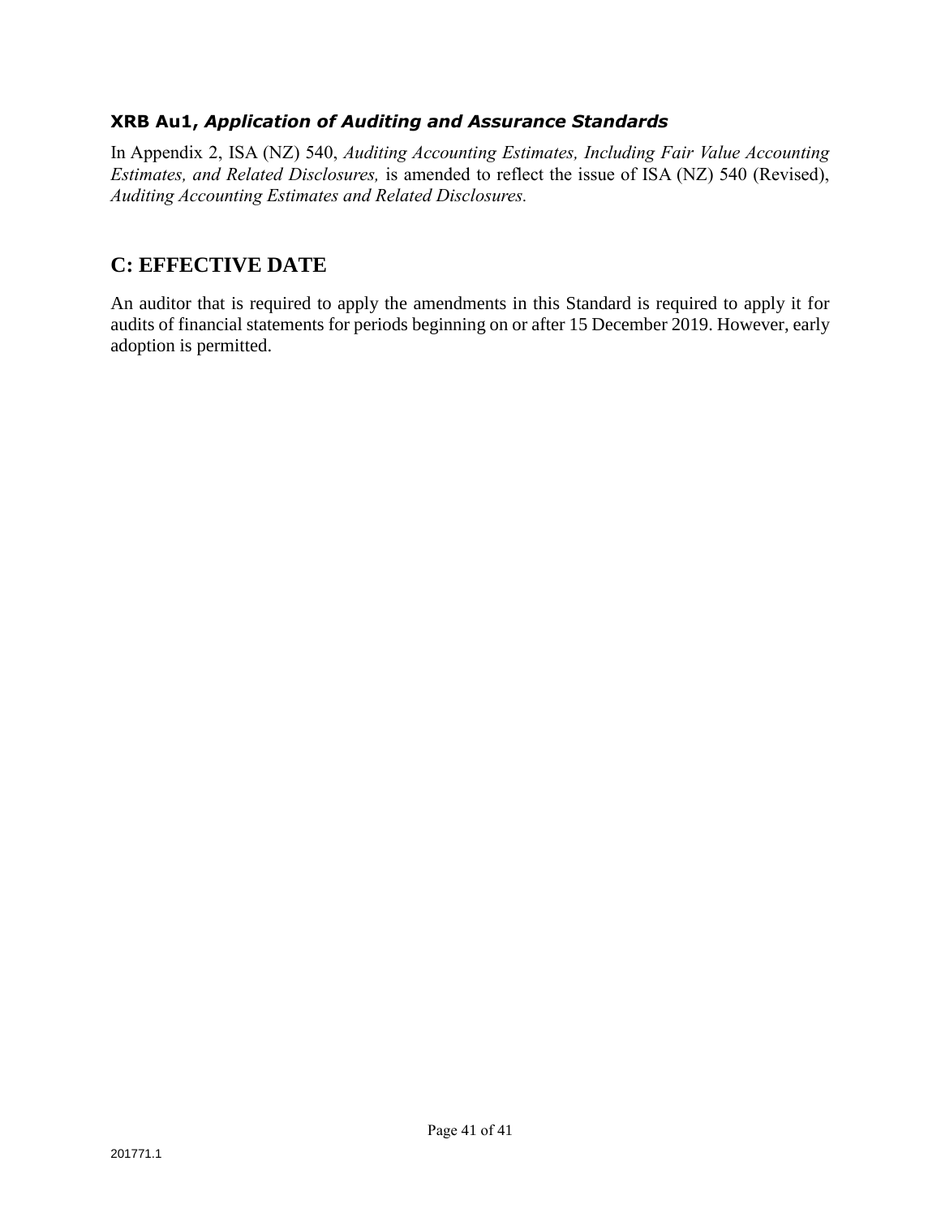### **XRB Au1, *Application of Auditing and Assurance Standards***

In Appendix 2, ISA (NZ) 540, *Auditing Accounting Estimates, Including Fair Value Accounting Estimates, and Related Disclosures,* is amended to reflect the issue of ISA (NZ) 540 (Revised), *Auditing Accounting Estimates and Related Disclosures.*

## C: EFFECTIVE DATE

An auditor that is required to apply the amendments in this Standard is required to apply it for audits of financial statements for periods beginning on or after 15 December 2019. However, early adoption is permitted.